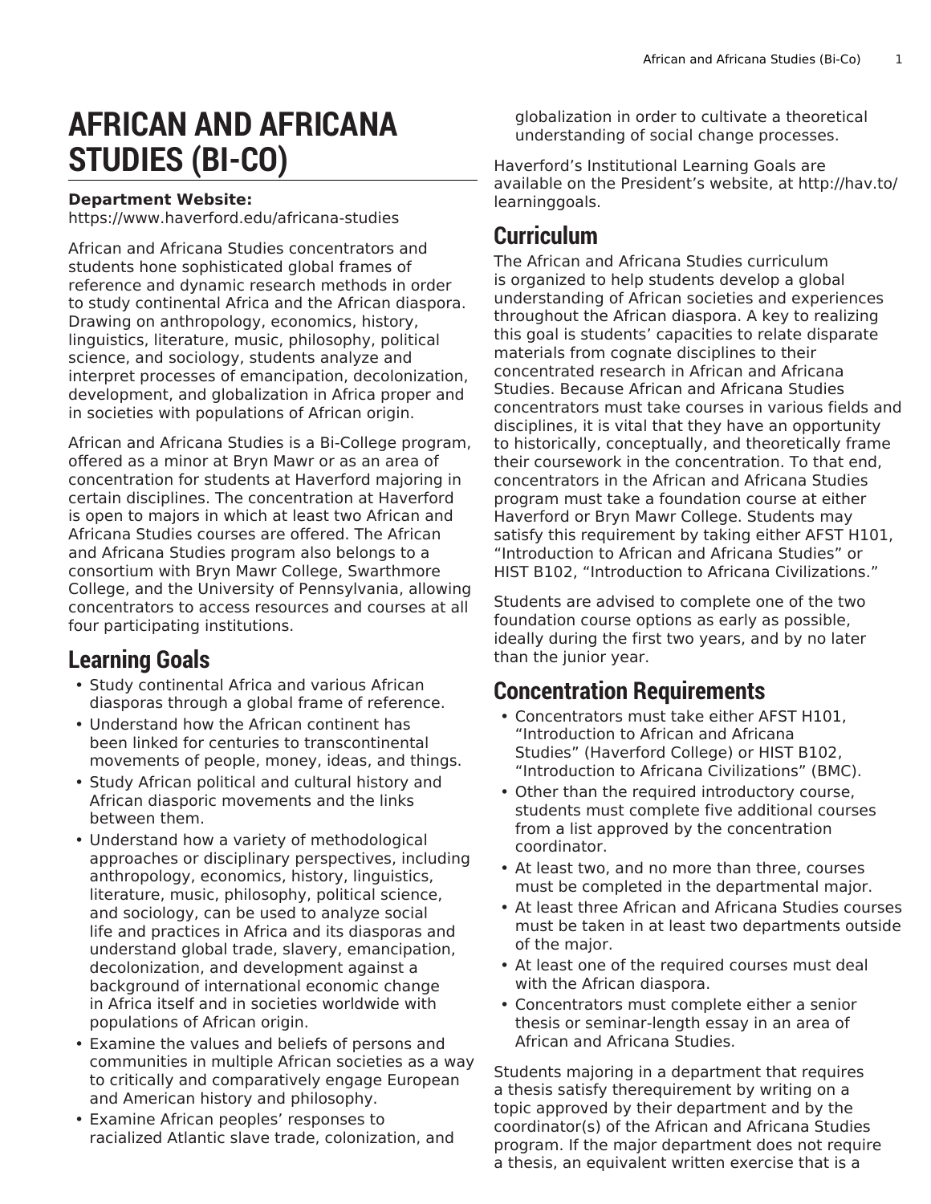# AFRICAN AND AFRICANA STUDIES (BI-CO)

**Department Website:**
https://www.haverford.edu/africana-studies

African and Africana Studies concentrators and students hone sophisticated global frames of reference and dynamic research methods in order to study continental Africa and the African diaspora. Drawing on anthropology, economics, history, linguistics, literature, music, philosophy, political science, and sociology, students analyze and interpret processes of emancipation, decolonization, development, and globalization in Africa proper and in societies with populations of African origin.

African and Africana Studies is a Bi-College program, offered as a minor at Bryn Mawr or as an area of concentration for students at Haverford majoring in certain disciplines. The concentration at Haverford is open to majors in which at least two African and Africana Studies courses are offered. The African and Africana Studies program also belongs to a consortium with Bryn Mawr College, Swarthmore College, and the University of Pennsylvania, allowing concentrators to access resources and courses at all four participating institutions.

## Learning Goals

- Study continental Africa and various African diasporas through a global frame of reference.
- Understand how the African continent has been linked for centuries to transcontinental movements of people, money, ideas, and things.
- Study African political and cultural history and African diasporic movements and the links between them.
- Understand how a variety of methodological approaches or disciplinary perspectives, including anthropology, economics, history, linguistics, literature, music, philosophy, political science, and sociology, can be used to analyze social life and practices in Africa and its diasporas and understand global trade, slavery, emancipation, decolonization, and development against a background of international economic change in Africa itself and in societies worldwide with populations of African origin.
- Examine the values and beliefs of persons and communities in multiple African societies as a way to critically and comparatively engage European and American history and philosophy.
- Examine African peoples' responses to racialized Atlantic slave trade, colonization, and globalization in order to cultivate a theoretical understanding of social change processes.

Haverford's Institutional Learning Goals are available on the President's website, at http://hav.to/learninggoals.

## Curriculum

The African and Africana Studies curriculum is organized to help students develop a global understanding of African societies and experiences throughout the African diaspora. A key to realizing this goal is students' capacities to relate disparate materials from cognate disciplines to their concentrated research in African and Africana Studies. Because African and Africana Studies concentrators must take courses in various fields and disciplines, it is vital that they have an opportunity to historically, conceptually, and theoretically frame their coursework in the concentration. To that end, concentrators in the African and Africana Studies program must take a foundation course at either Haverford or Bryn Mawr College. Students may satisfy this requirement by taking either AFST H101, "Introduction to African and Africana Studies" or HIST B102, "Introduction to Africana Civilizations."

Students are advised to complete one of the two foundation course options as early as possible, ideally during the first two years, and by no later than the junior year.

## Concentration Requirements

- Concentrators must take either AFST H101, "Introduction to African and Africana Studies" (Haverford College) or HIST B102, "Introduction to Africana Civilizations" (BMC).
- Other than the required introductory course, students must complete five additional courses from a list approved by the concentration coordinator.
- At least two, and no more than three, courses must be completed in the departmental major.
- At least three African and Africana Studies courses must be taken in at least two departments outside of the major.
- At least one of the required courses must deal with the African diaspora.
- Concentrators must complete either a senior thesis or seminar-length essay in an area of African and Africana Studies.

Students majoring in a department that requires a thesis satisfy therequirement by writing on a topic approved by their department and by the coordinator(s) of the African and Africana Studies program. If the major department does not require a thesis, an equivalent written exercise that is a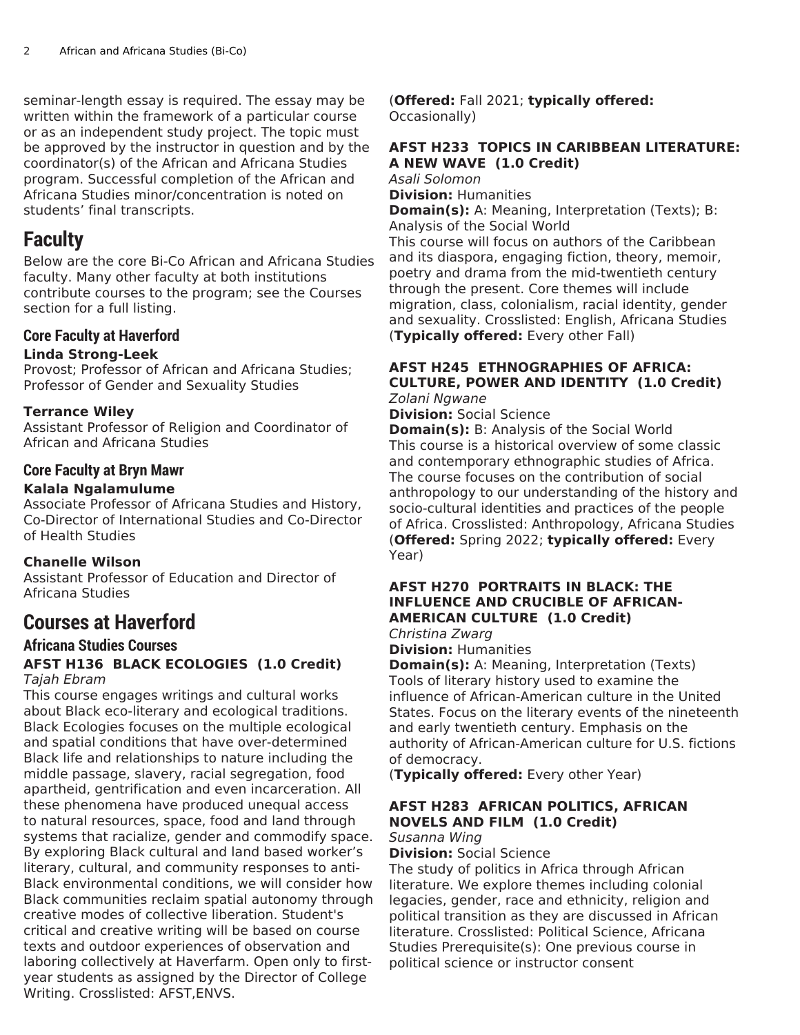seminar-length essay is required. The essay may be written within the framework of a particular course or as an independent study project. The topic must be approved by the instructor in question and by the coordinator(s) of the African and Africana Studies program. Successful completion of the African and Africana Studies minor/concentration is noted on students' final transcripts.

# Faculty

Below are the core Bi-Co African and Africana Studies faculty. Many other faculty at both institutions contribute courses to the program; see the Courses section for a full listing.

## Core Faculty at Haverford

**Linda Strong-Leek**
Provost; Professor of African and Africana Studies; Professor of Gender and Sexuality Studies

**Terrance Wiley**
Assistant Professor of Religion and Coordinator of African and Africana Studies

## Core Faculty at Bryn Mawr

**Kalala Ngalamulume**
Associate Professor of Africana Studies and History, Co-Director of International Studies and Co-Director of Health Studies

**Chanelle Wilson**
Assistant Professor of Education and Director of Africana Studies

# Courses at Haverford

## Africana Studies Courses

### AFST H136 BLACK ECOLOGIES (1.0 Credit)

*Tajah Ebram*

This course engages writings and cultural works about Black eco-literary and ecological traditions. Black Ecologies focuses on the multiple ecological and spatial conditions that have over-determined Black life and relationships to nature including the middle passage, slavery, racial segregation, food apartheid, gentrification and even incarceration. All these phenomena have produced unequal access to natural resources, space, food and land through systems that racialize, gender and commodify space. By exploring Black cultural and land based worker's literary, cultural, and community responses to anti-Black environmental conditions, we will consider how Black communities reclaim spatial autonomy through creative modes of collective liberation. Student's critical and creative writing will be based on course texts and outdoor experiences of observation and laboring collectively at Haverfarm. Open only to first-year students as assigned by the Director of College Writing. Crosslisted: AFST,ENVS.
(**Offered:** Fall 2021; **typically offered:** Occasionally)

### AFST H233 TOPICS IN CARIBBEAN LITERATURE: A NEW WAVE (1.0 Credit)

*Asali Solomon*

**Division:** Humanities

**Domain(s):** A: Meaning, Interpretation (Texts); B: Analysis of the Social World

This course will focus on authors of the Caribbean and its diaspora, engaging fiction, theory, memoir, poetry and drama from the mid-twentieth century through the present. Core themes will include migration, class, colonialism, racial identity, gender and sexuality. Crosslisted: English, Africana Studies
(**Typically offered:** Every other Fall)

### AFST H245 ETHNOGRAPHIES OF AFRICA: CULTURE, POWER AND IDENTITY (1.0 Credit)

*Zolani Ngwane*

**Division:** Social Science

**Domain(s):** B: Analysis of the Social World

This course is a historical overview of some classic and contemporary ethnographic studies of Africa. The course focuses on the contribution of social anthropology to our understanding of the history and socio-cultural identities and practices of the people of Africa. Crosslisted: Anthropology, Africana Studies
(**Offered:** Spring 2022; **typically offered:** Every Year)

### AFST H270 PORTRAITS IN BLACK: THE INFLUENCE AND CRUCIBLE OF AFRICAN-AMERICAN CULTURE (1.0 Credit)

*Christina Zwarg*

**Division:** Humanities

**Domain(s):** A: Meaning, Interpretation (Texts)

Tools of literary history used to examine the influence of African-American culture in the United States. Focus on the literary events of the nineteenth and early twentieth century. Emphasis on the authority of African-American culture for U.S. fictions of democracy.
(**Typically offered:** Every other Year)

### AFST H283 AFRICAN POLITICS, AFRICAN NOVELS AND FILM (1.0 Credit)

*Susanna Wing*

**Division:** Social Science

The study of politics in Africa through African literature. We explore themes including colonial legacies, gender, race and ethnicity, religion and political transition as they are discussed in African literature. Crosslisted: Political Science, Africana Studies Prerequisite(s): One previous course in political science or instructor consent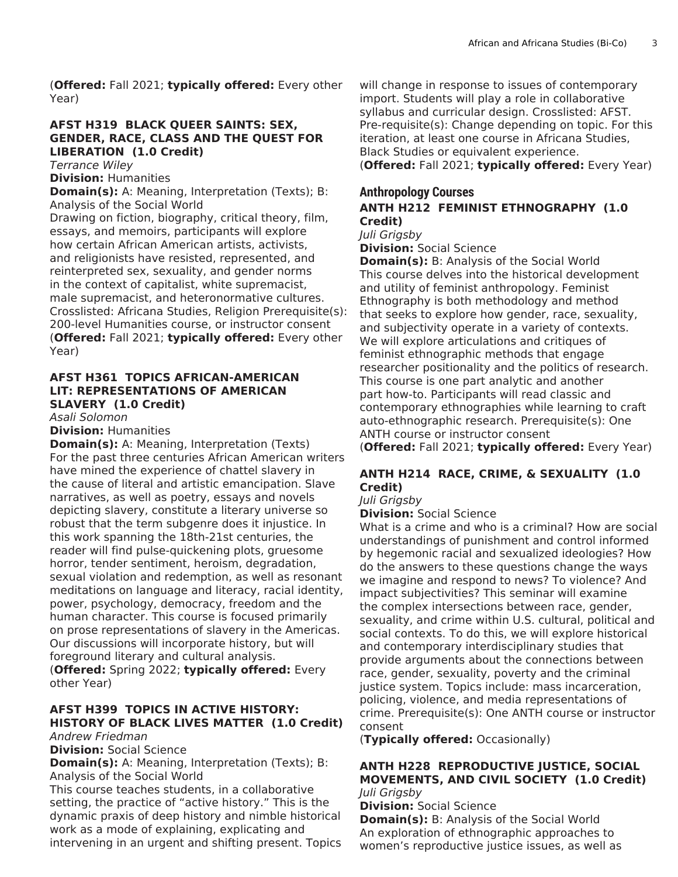(**Offered:** Fall 2021; **typically offered:** Every other Year)

### AFST H319 BLACK QUEER SAINTS: SEX, GENDER, RACE, CLASS AND THE QUEST FOR LIBERATION (1.0 Credit)

*Terrance Wiley*

**Division:** Humanities

**Domain(s):** A: Meaning, Interpretation (Texts); B: Analysis of the Social World

Drawing on fiction, biography, critical theory, film, essays, and memoirs, participants will explore how certain African American artists, activists, and religionists have resisted, represented, and reinterpreted sex, sexuality, and gender norms in the context of capitalist, white supremacist, male supremacist, and heteronormative cultures. Crosslisted: Africana Studies, Religion Prerequisite(s): 200-level Humanities course, or instructor consent

(**Offered:** Fall 2021; **typically offered:** Every other Year)

### AFST H361 TOPICS AFRICAN-AMERICAN LIT: REPRESENTATIONS OF AMERICAN SLAVERY (1.0 Credit)

*Asali Solomon*

**Division:** Humanities

**Domain(s):** A: Meaning, Interpretation (Texts)

For the past three centuries African American writers have mined the experience of chattel slavery in the cause of literal and artistic emancipation. Slave narratives, as well as poetry, essays and novels depicting slavery, constitute a literary universe so robust that the term subgenre does it injustice. In this work spanning the 18th-21st centuries, the reader will find pulse-quickening plots, gruesome horror, tender sentiment, heroism, degradation, sexual violation and redemption, as well as resonant meditations on language and literacy, racial identity, power, psychology, democracy, freedom and the human character. This course is focused primarily on prose representations of slavery in the Americas. Our discussions will incorporate history, but will foreground literary and cultural analysis.

(**Offered:** Spring 2022; **typically offered:** Every other Year)

### AFST H399 TOPICS IN ACTIVE HISTORY: HISTORY OF BLACK LIVES MATTER (1.0 Credit)

*Andrew Friedman*

**Division:** Social Science

**Domain(s):** A: Meaning, Interpretation (Texts); B: Analysis of the Social World

This course teaches students, in a collaborative setting, the practice of "active history." This is the dynamic praxis of deep history and nimble historical work as a mode of explaining, explicating and intervening in an urgent and shifting present. Topics will change in response to issues of contemporary import. Students will play a role in collaborative syllabus and curricular design. Crosslisted: AFST. Pre-requisite(s): Change depending on topic. For this iteration, at least one course in Africana Studies, Black Studies or equivalent experience.

(**Offered:** Fall 2021; **typically offered:** Every Year)

## Anthropology Courses

### ANTH H212 FEMINIST ETHNOGRAPHY (1.0 Credit)

*Juli Grigsby*

**Division:** Social Science

**Domain(s):** B: Analysis of the Social World

This course delves into the historical development and utility of feminist anthropology. Feminist Ethnography is both methodology and method that seeks to explore how gender, race, sexuality, and subjectivity operate in a variety of contexts. We will explore articulations and critiques of feminist ethnographic methods that engage researcher positionality and the politics of research. This course is one part analytic and another part how-to. Participants will read classic and contemporary ethnographies while learning to craft auto-ethnographic research. Prerequisite(s): One ANTH course or instructor consent

(**Offered:** Fall 2021; **typically offered:** Every Year)

### ANTH H214 RACE, CRIME, & SEXUALITY (1.0 Credit)

*Juli Grigsby*

**Division:** Social Science

What is a crime and who is a criminal? How are social understandings of punishment and control informed by hegemonic racial and sexualized ideologies? How do the answers to these questions change the ways we imagine and respond to news? To violence? And impact subjectivities? This seminar will examine the complex intersections between race, gender, sexuality, and crime within U.S. cultural, political and social contexts. To do this, we will explore historical and contemporary interdisciplinary studies that provide arguments about the connections between race, gender, sexuality, poverty and the criminal justice system. Topics include: mass incarceration, policing, violence, and media representations of crime. Prerequisite(s): One ANTH course or instructor consent

(**Typically offered:** Occasionally)

### ANTH H228 REPRODUCTIVE JUSTICE, SOCIAL MOVEMENTS, AND CIVIL SOCIETY (1.0 Credit)

*Juli Grigsby*

**Division:** Social Science

**Domain(s):** B: Analysis of the Social World

An exploration of ethnographic approaches to women's reproductive justice issues, as well as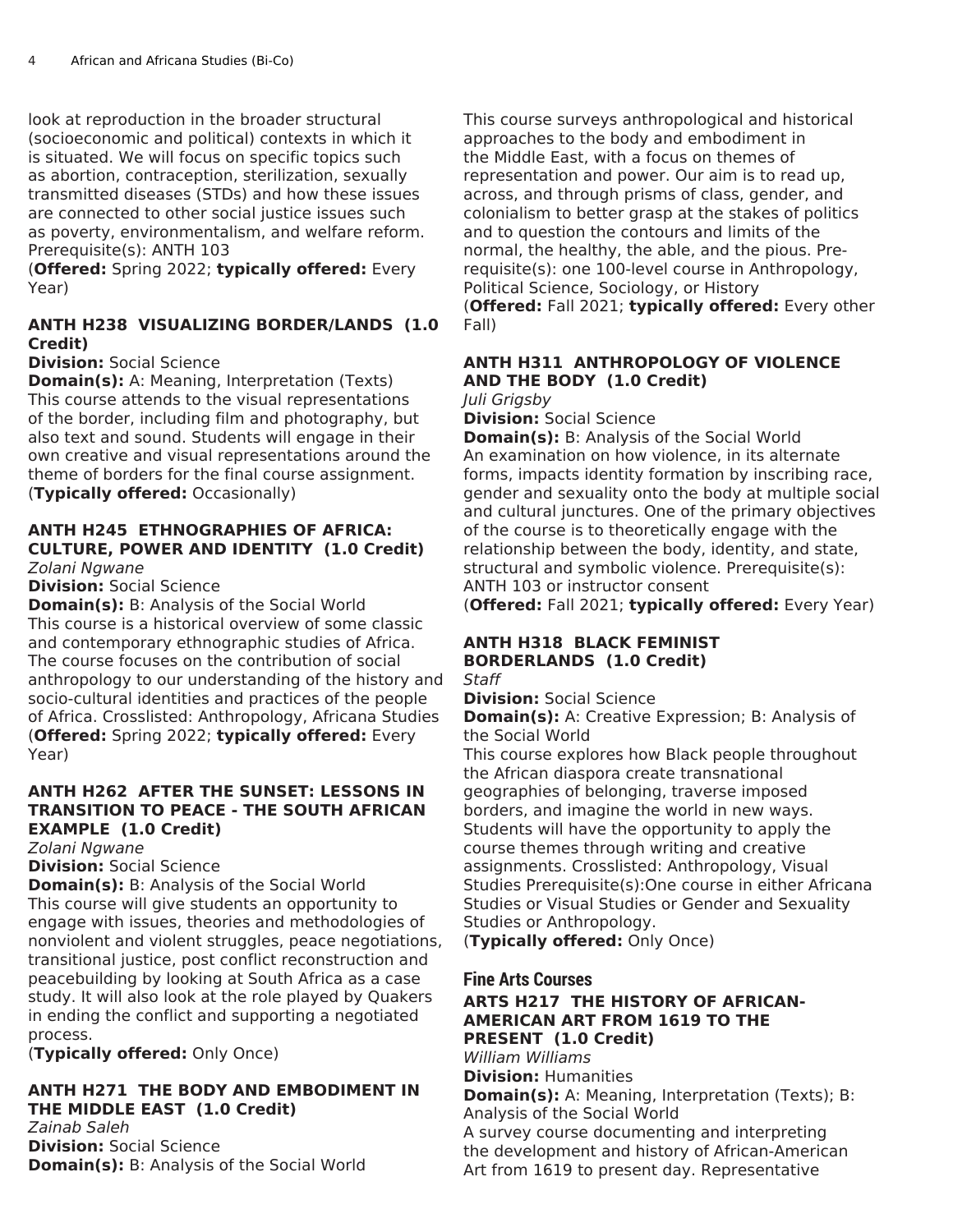look at reproduction in the broader structural (socioeconomic and political) contexts in which it is situated. We will focus on specific topics such as abortion, contraception, sterilization, sexually transmitted diseases (STDs) and how these issues are connected to other social justice issues such as poverty, environmentalism, and welfare reform. Prerequisite(s): ANTH 103
(**Offered:** Spring 2022; **typically offered:** Every Year)

### ANTH H238 VISUALIZING BORDER/LANDS (1.0 Credit)

**Division:** Social Science
**Domain(s):** A: Meaning, Interpretation (Texts)
This course attends to the visual representations of the border, including film and photography, but also text and sound. Students will engage in their own creative and visual representations around the theme of borders for the final course assignment.
(**Typically offered:** Occasionally)

### ANTH H245 ETHNOGRAPHIES OF AFRICA: CULTURE, POWER AND IDENTITY (1.0 Credit)

*Zolani Ngwane*
**Division:** Social Science
**Domain(s):** B: Analysis of the Social World
This course is a historical overview of some classic and contemporary ethnographic studies of Africa. The course focuses on the contribution of social anthropology to our understanding of the history and socio-cultural identities and practices of the people of Africa. Crosslisted: Anthropology, Africana Studies
(**Offered:** Spring 2022; **typically offered:** Every Year)

### ANTH H262 AFTER THE SUNSET: LESSONS IN TRANSITION TO PEACE - THE SOUTH AFRICAN EXAMPLE (1.0 Credit)

*Zolani Ngwane*
**Division:** Social Science
**Domain(s):** B: Analysis of the Social World
This course will give students an opportunity to engage with issues, theories and methodologies of nonviolent and violent struggles, peace negotiations, transitional justice, post conflict reconstruction and peacebuilding by looking at South Africa as a case study. It will also look at the role played by Quakers in ending the conflict and supporting a negotiated process.
(**Typically offered:** Only Once)

### ANTH H271 THE BODY AND EMBODIMENT IN THE MIDDLE EAST (1.0 Credit)

*Zainab Saleh*
**Division:** Social Science
**Domain(s):** B: Analysis of the Social World
This course surveys anthropological and historical approaches to the body and embodiment in the Middle East, with a focus on themes of representation and power. Our aim is to read up, across, and through prisms of class, gender, and colonialism to better grasp at the stakes of politics and to question the contours and limits of the normal, the healthy, the able, and the pious. Prerequisite(s): one 100-level course in Anthropology, Political Science, Sociology, or History
(**Offered:** Fall 2021; **typically offered:** Every other Fall)

### ANTH H311 ANTHROPOLOGY OF VIOLENCE AND THE BODY (1.0 Credit)

*Juli Grigsby*
**Division:** Social Science
**Domain(s):** B: Analysis of the Social World
An examination on how violence, in its alternate forms, impacts identity formation by inscribing race, gender and sexuality onto the body at multiple social and cultural junctures. One of the primary objectives of the course is to theoretically engage with the relationship between the body, identity, and state, structural and symbolic violence. Prerequisite(s): ANTH 103 or instructor consent
(**Offered:** Fall 2021; **typically offered:** Every Year)

### ANTH H318 BLACK FEMINIST BORDERLANDS (1.0 Credit)

*Staff*
**Division:** Social Science
**Domain(s):** A: Creative Expression; B: Analysis of the Social World
This course explores how Black people throughout the African diaspora create transnational geographies of belonging, traverse imposed borders, and imagine the world in new ways. Students will have the opportunity to apply the course themes through writing and creative assignments. Crosslisted: Anthropology, Visual Studies Prerequisite(s):One course in either Africana Studies or Visual Studies or Gender and Sexuality Studies or Anthropology.
(**Typically offered:** Only Once)

## Fine Arts Courses

### ARTS H217 THE HISTORY OF AFRICAN-AMERICAN ART FROM 1619 TO THE PRESENT (1.0 Credit)

*William Williams*
**Division:** Humanities
**Domain(s):** A: Meaning, Interpretation (Texts); B: Analysis of the Social World
A survey course documenting and interpreting the development and history of African-American Art from 1619 to present day. Representative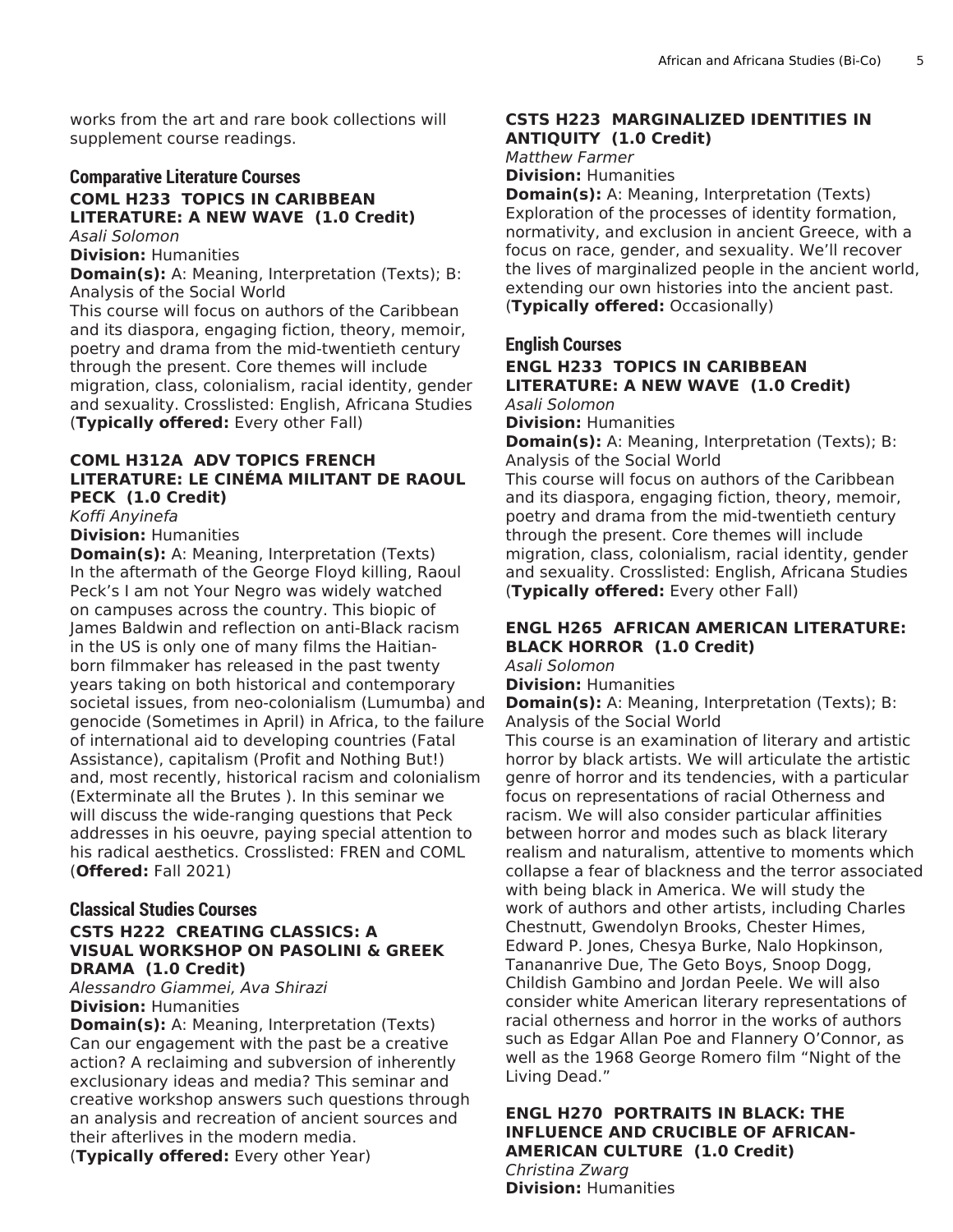works from the art and rare book collections will supplement course readings.

## Comparative Literature Courses

### COML H233 TOPICS IN CARIBBEAN LITERATURE: A NEW WAVE (1.0 Credit)

*Asali Solomon*

**Division:** Humanities

**Domain(s):** A: Meaning, Interpretation (Texts); B: Analysis of the Social World

This course will focus on authors of the Caribbean and its diaspora, engaging fiction, theory, memoir, poetry and drama from the mid-twentieth century through the present. Core themes will include migration, class, colonialism, racial identity, gender and sexuality. Crosslisted: English, Africana Studies (**Typically offered:** Every other Fall)

### COML H312A ADV TOPICS FRENCH LITERATURE: LE CINÉMA MILITANT DE RAOUL PECK (1.0 Credit)

*Koffi Anyinefa*

**Division:** Humanities

**Domain(s):** A: Meaning, Interpretation (Texts)

In the aftermath of the George Floyd killing, Raoul Peck's I am not Your Negro was widely watched on campuses across the country. This biopic of James Baldwin and reflection on anti-Black racism in the US is only one of many films the Haitian-born filmmaker has released in the past twenty years taking on both historical and contemporary societal issues, from neo-colonialism (Lumumba) and genocide (Sometimes in April) in Africa, to the failure of international aid to developing countries (Fatal Assistance), capitalism (Profit and Nothing But!) and, most recently, historical racism and colonialism (Exterminate all the Brutes ). In this seminar we will discuss the wide-ranging questions that Peck addresses in his oeuvre, paying special attention to his radical aesthetics. Crosslisted: FREN and COML (**Offered:** Fall 2021)

## Classical Studies Courses

### CSTS H222 CREATING CLASSICS: A VISUAL WORKSHOP ON PASOLINI & GREEK DRAMA (1.0 Credit)

*Alessandro Giammei, Ava Shirazi*

**Division:** Humanities

**Domain(s):** A: Meaning, Interpretation (Texts)

Can our engagement with the past be a creative action? A reclaiming and subversion of inherently exclusionary ideas and media? This seminar and creative workshop answers such questions through an analysis and recreation of ancient sources and their afterlives in the modern media.
(**Typically offered:** Every other Year)

### CSTS H223 MARGINALIZED IDENTITIES IN ANTIQUITY (1.0 Credit)

*Matthew Farmer*

**Division:** Humanities

**Domain(s):** A: Meaning, Interpretation (Texts)

Exploration of the processes of identity formation, normativity, and exclusion in ancient Greece, with a focus on race, gender, and sexuality. We'll recover the lives of marginalized people in the ancient world, extending our own histories into the ancient past. (**Typically offered:** Occasionally)

## English Courses

### ENGL H233 TOPICS IN CARIBBEAN LITERATURE: A NEW WAVE (1.0 Credit)

*Asali Solomon*

**Division:** Humanities

**Domain(s):** A: Meaning, Interpretation (Texts); B: Analysis of the Social World

This course will focus on authors of the Caribbean and its diaspora, engaging fiction, theory, memoir, poetry and drama from the mid-twentieth century through the present. Core themes will include migration, class, colonialism, racial identity, gender and sexuality. Crosslisted: English, Africana Studies (**Typically offered:** Every other Fall)

### ENGL H265 AFRICAN AMERICAN LITERATURE: BLACK HORROR (1.0 Credit)

*Asali Solomon*

**Division:** Humanities

**Domain(s):** A: Meaning, Interpretation (Texts); B: Analysis of the Social World

This course is an examination of literary and artistic horror by black artists. We will articulate the artistic genre of horror and its tendencies, with a particular focus on representations of racial Otherness and racism. We will also consider particular affinities between horror and modes such as black literary realism and naturalism, attentive to moments which collapse a fear of blackness and the terror associated with being black in America. We will study the work of authors and other artists, including Charles Chestnutt, Gwendolyn Brooks, Chester Himes, Edward P. Jones, Chesya Burke, Nalo Hopkinson, Tananarive Due, The Geto Boys, Snoop Dogg, Childish Gambino and Jordan Peele. We will also consider white American literary representations of racial otherness and horror in the works of authors such as Edgar Allan Poe and Flannery O'Connor, as well as the 1968 George Romero film "Night of the Living Dead."

### ENGL H270 PORTRAITS IN BLACK: THE INFLUENCE AND CRUCIBLE OF AFRICAN-AMERICAN CULTURE (1.0 Credit)

*Christina Zwarg*

**Division:** Humanities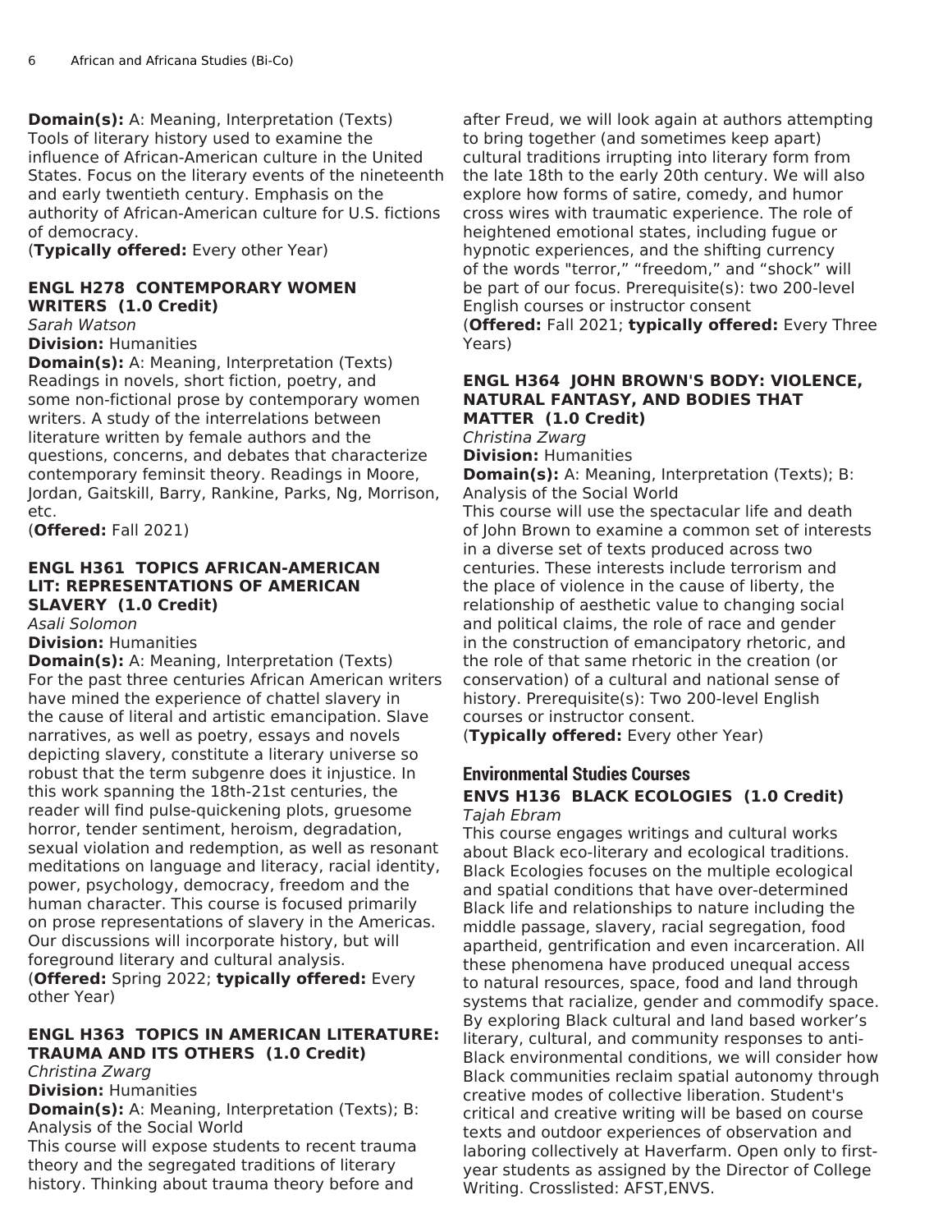**Domain(s):** A: Meaning, Interpretation (Texts)
Tools of literary history used to examine the influence of African-American culture in the United States. Focus on the literary events of the nineteenth and early twentieth century. Emphasis on the authority of African-American culture for U.S. fictions of democracy.
(**Typically offered:** Every other Year)

### ENGL H278 CONTEMPORARY WOMEN WRITERS (1.0 Credit)

*Sarah Watson*
**Division:** Humanities
**Domain(s):** A: Meaning, Interpretation (Texts)
Readings in novels, short fiction, poetry, and some non-fictional prose by contemporary women writers. A study of the interrelations between literature written by female authors and the questions, concerns, and debates that characterize contemporary feminsit theory. Readings in Moore, Jordan, Gaitskill, Barry, Rankine, Parks, Ng, Morrison, etc.
(**Offered:** Fall 2021)

### ENGL H361 TOPICS AFRICAN-AMERICAN LIT: REPRESENTATIONS OF AMERICAN SLAVERY (1.0 Credit)

*Asali Solomon*
**Division:** Humanities
**Domain(s):** A: Meaning, Interpretation (Texts)
For the past three centuries African American writers have mined the experience of chattel slavery in the cause of literal and artistic emancipation. Slave narratives, as well as poetry, essays and novels depicting slavery, constitute a literary universe so robust that the term subgenre does it injustice. In this work spanning the 18th-21st centuries, the reader will find pulse-quickening plots, gruesome horror, tender sentiment, heroism, degradation, sexual violation and redemption, as well as resonant meditations on language and literacy, racial identity, power, psychology, democracy, freedom and the human character. This course is focused primarily on prose representations of slavery in the Americas. Our discussions will incorporate history, but will foreground literary and cultural analysis.
(**Offered:** Spring 2022; **typically offered:** Every other Year)

### ENGL H363 TOPICS IN AMERICAN LITERATURE: TRAUMA AND ITS OTHERS (1.0 Credit)

*Christina Zwarg*
**Division:** Humanities
**Domain(s):** A: Meaning, Interpretation (Texts); B: Analysis of the Social World
This course will expose students to recent trauma theory and the segregated traditions of literary history. Thinking about trauma theory before and after Freud, we will look again at authors attempting to bring together (and sometimes keep apart) cultural traditions irrupting into literary form from the late 18th to the early 20th century. We will also explore how forms of satire, comedy, and humor cross wires with traumatic experience. The role of heightened emotional states, including fugue or hypnotic experiences, and the shifting currency of the words "terror," "freedom," and "shock" will be part of our focus. Prerequisite(s): two 200-level English courses or instructor consent
(**Offered:** Fall 2021; **typically offered:** Every Three Years)

### ENGL H364 JOHN BROWN'S BODY: VIOLENCE, NATURAL FANTASY, AND BODIES THAT MATTER (1.0 Credit)

*Christina Zwarg*
**Division:** Humanities
**Domain(s):** A: Meaning, Interpretation (Texts); B: Analysis of the Social World
This course will use the spectacular life and death of John Brown to examine a common set of interests in a diverse set of texts produced across two centuries. These interests include terrorism and the place of violence in the cause of liberty, the relationship of aesthetic value to changing social and political claims, the role of race and gender in the construction of emancipatory rhetoric, and the role of that same rhetoric in the creation (or conservation) of a cultural and national sense of history. Prerequisite(s): Two 200-level English courses or instructor consent.
(**Typically offered:** Every other Year)

## Environmental Studies Courses

### ENVS H136 BLACK ECOLOGIES (1.0 Credit)

*Tajah Ebram*
This course engages writings and cultural works about Black eco-literary and ecological traditions. Black Ecologies focuses on the multiple ecological and spatial conditions that have over-determined Black life and relationships to nature including the middle passage, slavery, racial segregation, food apartheid, gentrification and even incarceration. All these phenomena have produced unequal access to natural resources, space, food and land through systems that racialize, gender and commodify space. By exploring Black cultural and land based worker's literary, cultural, and community responses to anti-Black environmental conditions, we will consider how Black communities reclaim spatial autonomy through creative modes of collective liberation. Student's critical and creative writing will be based on course texts and outdoor experiences of observation and laboring collectively at Haverfarm. Open only to first-year students as assigned by the Director of College Writing. Crosslisted: AFST,ENVS.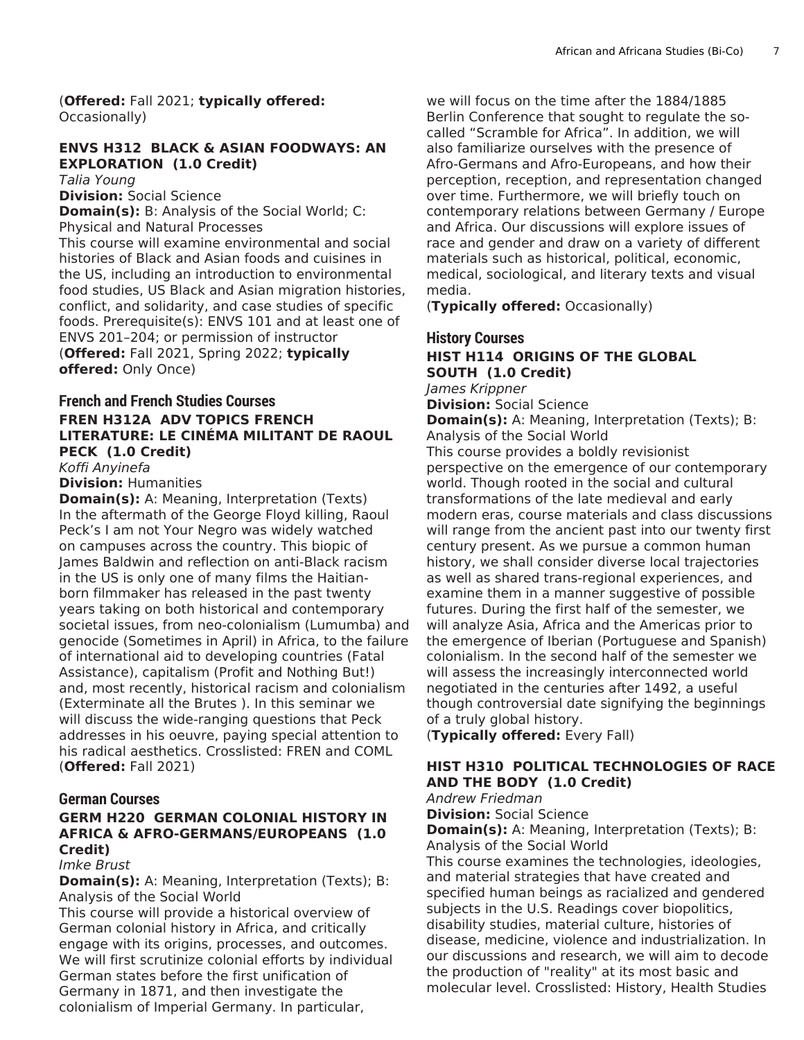(**Offered:** Fall 2021; **typically offered:** Occasionally)

### ENVS H312 BLACK & ASIAN FOODWAYS: AN EXPLORATION (1.0 Credit)

*Talia Young*

**Division:** Social Science

**Domain(s):** B: Analysis of the Social World; C: Physical and Natural Processes

This course will examine environmental and social histories of Black and Asian foods and cuisines in the US, including an introduction to environmental food studies, US Black and Asian migration histories, conflict, and solidarity, and case studies of specific foods. Prerequisite(s): ENVS 101 and at least one of ENVS 201–204; or permission of instructor

(**Offered:** Fall 2021, Spring 2022; **typically offered:** Only Once)

## French and French Studies Courses

### FREN H312A ADV TOPICS FRENCH LITERATURE: LE CINÉMA MILITANT DE RAOUL PECK (1.0 Credit)

*Koffi Anyinefa*

**Division:** Humanities

**Domain(s):** A: Meaning, Interpretation (Texts)

In the aftermath of the George Floyd killing, Raoul Peck's I am not Your Negro was widely watched on campuses across the country. This biopic of James Baldwin and reflection on anti-Black racism in the US is only one of many films the Haitian-born filmmaker has released in the past twenty years taking on both historical and contemporary societal issues, from neo-colonialism (Lumumba) and genocide (Sometimes in April) in Africa, to the failure of international aid to developing countries (Fatal Assistance), capitalism (Profit and Nothing But!) and, most recently, historical racism and colonialism (Exterminate all the Brutes ). In this seminar we will discuss the wide-ranging questions that Peck addresses in his oeuvre, paying special attention to his radical aesthetics. Crosslisted: FREN and COML

(**Offered:** Fall 2021)

## German Courses

### GERM H220 GERMAN COLONIAL HISTORY IN AFRICA & AFRO-GERMANS/EUROPEANS (1.0 Credit)

*Imke Brust*

**Domain(s):** A: Meaning, Interpretation (Texts); B: Analysis of the Social World

This course will provide a historical overview of German colonial history in Africa, and critically engage with its origins, processes, and outcomes. We will first scrutinize colonial efforts by individual German states before the first unification of Germany in 1871, and then investigate the colonialism of Imperial Germany. In particular, we will focus on the time after the 1884/1885 Berlin Conference that sought to regulate the so-called "Scramble for Africa". In addition, we will also familiarize ourselves with the presence of Afro-Germans and Afro-Europeans, and how their perception, reception, and representation changed over time. Furthermore, we will briefly touch on contemporary relations between Germany / Europe and Africa. Our discussions will explore issues of race and gender and draw on a variety of different materials such as historical, political, economic, medical, sociological, and literary texts and visual media.

(**Typically offered:** Occasionally)

## History Courses

### HIST H114 ORIGINS OF THE GLOBAL SOUTH (1.0 Credit)

*James Krippner*

**Division:** Social Science

**Domain(s):** A: Meaning, Interpretation (Texts); B: Analysis of the Social World

This course provides a boldly revisionist perspective on the emergence of our contemporary world. Though rooted in the social and cultural transformations of the late medieval and early modern eras, course materials and class discussions will range from the ancient past into our twenty first century present. As we pursue a common human history, we shall consider diverse local trajectories as well as shared trans-regional experiences, and examine them in a manner suggestive of possible futures. During the first half of the semester, we will analyze Asia, Africa and the Americas prior to the emergence of Iberian (Portuguese and Spanish) colonialism. In the second half of the semester we will assess the increasingly interconnected world negotiated in the centuries after 1492, a useful though controversial date signifying the beginnings of a truly global history.

(**Typically offered:** Every Fall)

### HIST H310 POLITICAL TECHNOLOGIES OF RACE AND THE BODY (1.0 Credit)

*Andrew Friedman*

**Division:** Social Science

**Domain(s):** A: Meaning, Interpretation (Texts); B: Analysis of the Social World

This course examines the technologies, ideologies, and material strategies that have created and specified human beings as racialized and gendered subjects in the U.S. Readings cover biopolitics, disability studies, material culture, histories of disease, medicine, violence and industrialization. In our discussions and research, we will aim to decode the production of "reality" at its most basic and molecular level. Crosslisted: History, Health Studies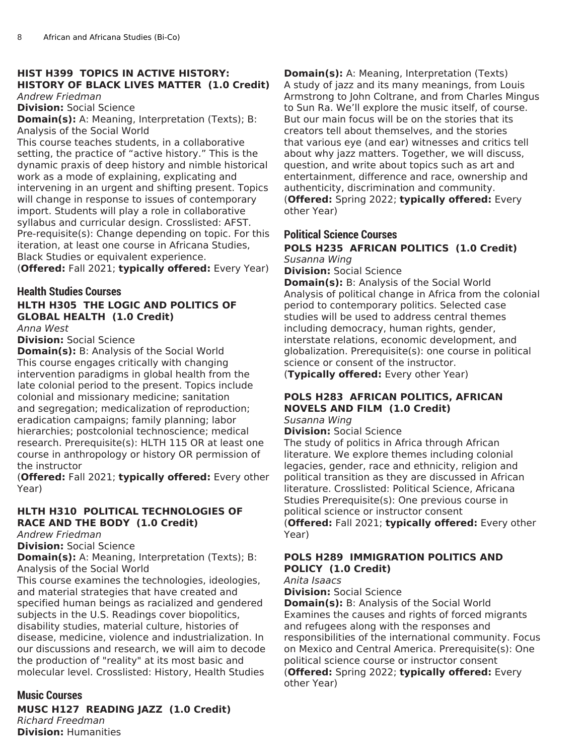### HIST H399 TOPICS IN ACTIVE HISTORY: HISTORY OF BLACK LIVES MATTER (1.0 Credit)

*Andrew Friedman*

**Division:** Social Science

**Domain(s):** A: Meaning, Interpretation (Texts); B: Analysis of the Social World

This course teaches students, in a collaborative setting, the practice of "active history." This is the dynamic praxis of deep history and nimble historical work as a mode of explaining, explicating and intervening in an urgent and shifting present. Topics will change in response to issues of contemporary import. Students will play a role in collaborative syllabus and curricular design. Crosslisted: AFST. Pre-requisite(s): Change depending on topic. For this iteration, at least one course in Africana Studies, Black Studies or equivalent experience.

(**Offered:** Fall 2021; **typically offered:** Every Year)

## Health Studies Courses

### HLTH H305 THE LOGIC AND POLITICS OF GLOBAL HEALTH (1.0 Credit)

*Anna West*

**Division:** Social Science

**Domain(s):** B: Analysis of the Social World

This course engages critically with changing intervention paradigms in global health from the late colonial period to the present. Topics include colonial and missionary medicine; sanitation and segregation; medicalization of reproduction; eradication campaigns; family planning; labor hierarchies; postcolonial technoscience; medical research. Prerequisite(s): HLTH 115 OR at least one course in anthropology or history OR permission of the instructor

(**Offered:** Fall 2021; **typically offered:** Every other Year)

### HLTH H310 POLITICAL TECHNOLOGIES OF RACE AND THE BODY (1.0 Credit)

*Andrew Friedman*

**Division:** Social Science

**Domain(s):** A: Meaning, Interpretation (Texts); B: Analysis of the Social World

This course examines the technologies, ideologies, and material strategies that have created and specified human beings as racialized and gendered subjects in the U.S. Readings cover biopolitics, disability studies, material culture, histories of disease, medicine, violence and industrialization. In our discussions and research, we will aim to decode the production of "reality" at its most basic and molecular level. Crosslisted: History, Health Studies

## Music Courses

### MUSC H127 READING JAZZ (1.0 Credit)

*Richard Freedman*

**Division:** Humanities

**Domain(s):** A: Meaning, Interpretation (Texts)

A study of jazz and its many meanings, from Louis Armstrong to John Coltrane, and from Charles Mingus to Sun Ra. We'll explore the music itself, of course. But our main focus will be on the stories that its creators tell about themselves, and the stories that various eye (and ear) witnesses and critics tell about why jazz matters. Together, we will discuss, question, and write about topics such as art and entertainment, difference and race, ownership and authenticity, discrimination and community.

(**Offered:** Spring 2022; **typically offered:** Every other Year)

## Political Science Courses

### POLS H235 AFRICAN POLITICS (1.0 Credit)

*Susanna Wing*

**Division:** Social Science

**Domain(s):** B: Analysis of the Social World

Analysis of political change in Africa from the colonial period to contemporary politics. Selected case studies will be used to address central themes including democracy, human rights, gender, interstate relations, economic development, and globalization. Prerequisite(s): one course in political science or consent of the instructor.

(**Typically offered:** Every other Year)

### POLS H283 AFRICAN POLITICS, AFRICAN NOVELS AND FILM (1.0 Credit)

*Susanna Wing*

**Division:** Social Science

The study of politics in Africa through African literature. We explore themes including colonial legacies, gender, race and ethnicity, religion and political transition as they are discussed in African literature. Crosslisted: Political Science, Africana Studies Prerequisite(s): One previous course in political science or instructor consent

(**Offered:** Fall 2021; **typically offered:** Every other Year)

### POLS H289 IMMIGRATION POLITICS AND POLICY (1.0 Credit)

*Anita Isaacs*

**Division:** Social Science

**Domain(s):** B: Analysis of the Social World

Examines the causes and rights of forced migrants and refugees along with the responses and responsibilities of the international community. Focus on Mexico and Central America. Prerequisite(s): One political science course or instructor consent

(**Offered:** Spring 2022; **typically offered:** Every other Year)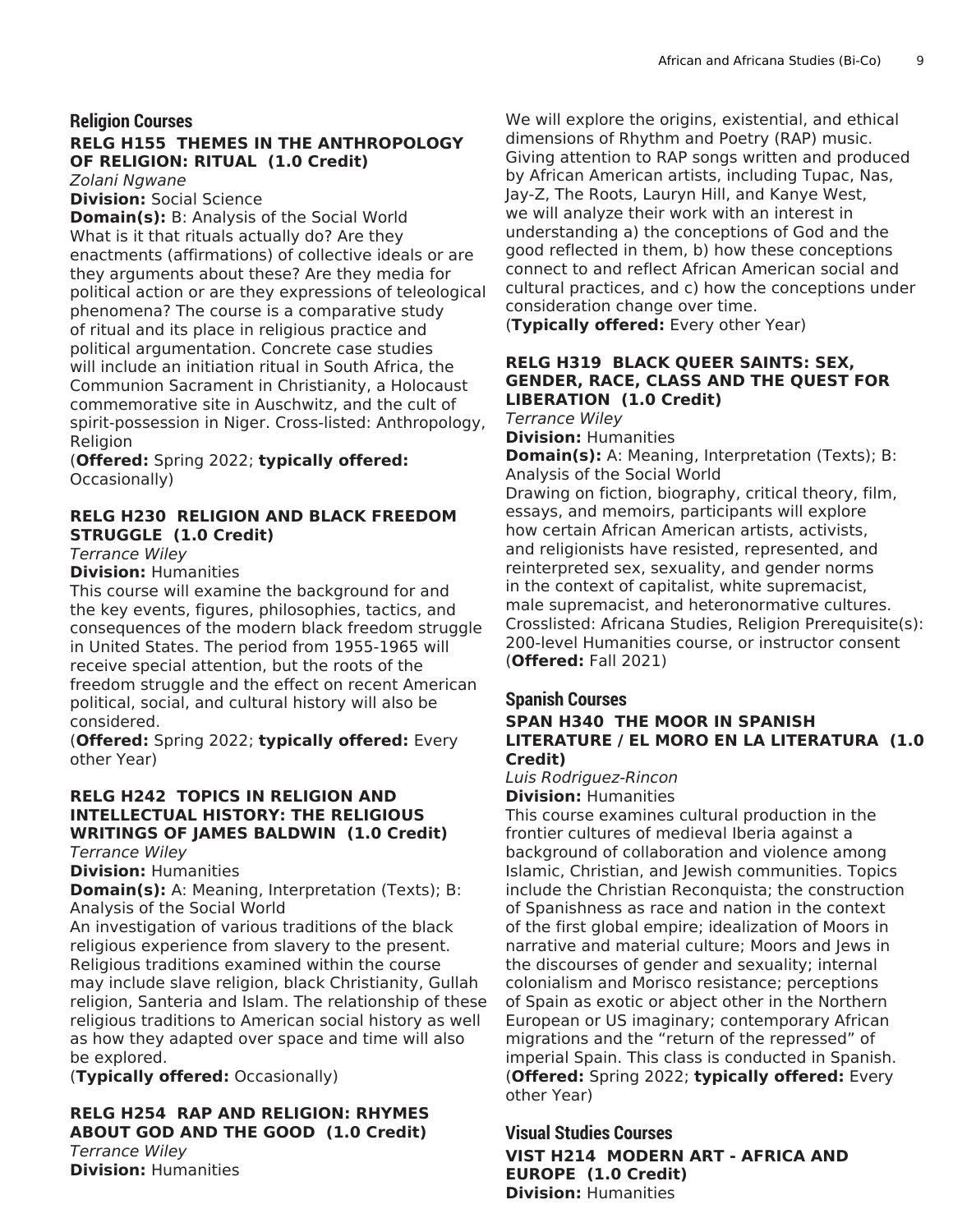## Religion Courses

### RELG H155 THEMES IN THE ANTHROPOLOGY OF RELIGION: RITUAL (1.0 Credit)

*Zolani Ngwane*

**Division:** Social Science

**Domain(s):** B: Analysis of the Social World

What is it that rituals actually do? Are they enactments (affirmations) of collective ideals or are they arguments about these? Are they media for political action or are they expressions of teleological phenomena? The course is a comparative study of ritual and its place in religious practice and political argumentation. Concrete case studies will include an initiation ritual in South Africa, the Communion Sacrament in Christianity, a Holocaust commemorative site in Auschwitz, and the cult of spirit-possession in Niger. Cross-listed: Anthropology, Religion

(**Offered:** Spring 2022; **typically offered:** Occasionally)

### RELG H230 RELIGION AND BLACK FREEDOM STRUGGLE (1.0 Credit)

*Terrance Wiley*

**Division:** Humanities

This course will examine the background for and the key events, figures, philosophies, tactics, and consequences of the modern black freedom struggle in United States. The period from 1955-1965 will receive special attention, but the roots of the freedom struggle and the effect on recent American political, social, and cultural history will also be considered.

(**Offered:** Spring 2022; **typically offered:** Every other Year)

### RELG H242 TOPICS IN RELIGION AND INTELLECTUAL HISTORY: THE RELIGIOUS WRITINGS OF JAMES BALDWIN (1.0 Credit)

*Terrance Wiley*

**Division:** Humanities

**Domain(s):** A: Meaning, Interpretation (Texts); B: Analysis of the Social World

An investigation of various traditions of the black religious experience from slavery to the present. Religious traditions examined within the course may include slave religion, black Christianity, Gullah religion, Santeria and Islam. The relationship of these religious traditions to American social history as well as how they adapted over space and time will also be explored.

(**Typically offered:** Occasionally)

### RELG H254 RAP AND RELIGION: RHYMES ABOUT GOD AND THE GOOD (1.0 Credit)

*Terrance Wiley*

**Division:** Humanities

We will explore the origins, existential, and ethical dimensions of Rhythm and Poetry (RAP) music. Giving attention to RAP songs written and produced by African American artists, including Tupac, Nas, Jay-Z, The Roots, Lauryn Hill, and Kanye West, we will analyze their work with an interest in understanding a) the conceptions of God and the good reflected in them, b) how these conceptions connect to and reflect African American social and cultural practices, and c) how the conceptions under consideration change over time.

(**Typically offered:** Every other Year)

### RELG H319 BLACK QUEER SAINTS: SEX, GENDER, RACE, CLASS AND THE QUEST FOR LIBERATION (1.0 Credit)

*Terrance Wiley*

**Division:** Humanities

**Domain(s):** A: Meaning, Interpretation (Texts); B: Analysis of the Social World

Drawing on fiction, biography, critical theory, film, essays, and memoirs, participants will explore how certain African American artists, activists, and religionists have resisted, represented, and reinterpreted sex, sexuality, and gender norms in the context of capitalist, white supremacist, male supremacist, and heteronormative cultures. Crosslisted: Africana Studies, Religion Prerequisite(s): 200-level Humanities course, or instructor consent

(**Offered:** Fall 2021)

## Spanish Courses

### SPAN H340 THE MOOR IN SPANISH LITERATURE / EL MORO EN LA LITERATURA (1.0 Credit)

*Luis Rodriguez-Rincon*

**Division:** Humanities

This course examines cultural production in the frontier cultures of medieval Iberia against a background of collaboration and violence among Islamic, Christian, and Jewish communities. Topics include the Christian Reconquista; the construction of Spanishness as race and nation in the context of the first global empire; idealization of Moors in narrative and material culture; Moors and Jews in the discourses of gender and sexuality; internal colonialism and Morisco resistance; perceptions of Spain as exotic or abject other in the Northern European or US imaginary; contemporary African migrations and the "return of the repressed" of imperial Spain. This class is conducted in Spanish.

(**Offered:** Spring 2022; **typically offered:** Every other Year)

## Visual Studies Courses

### VIST H214 MODERN ART - AFRICA AND EUROPE (1.0 Credit)

**Division:** Humanities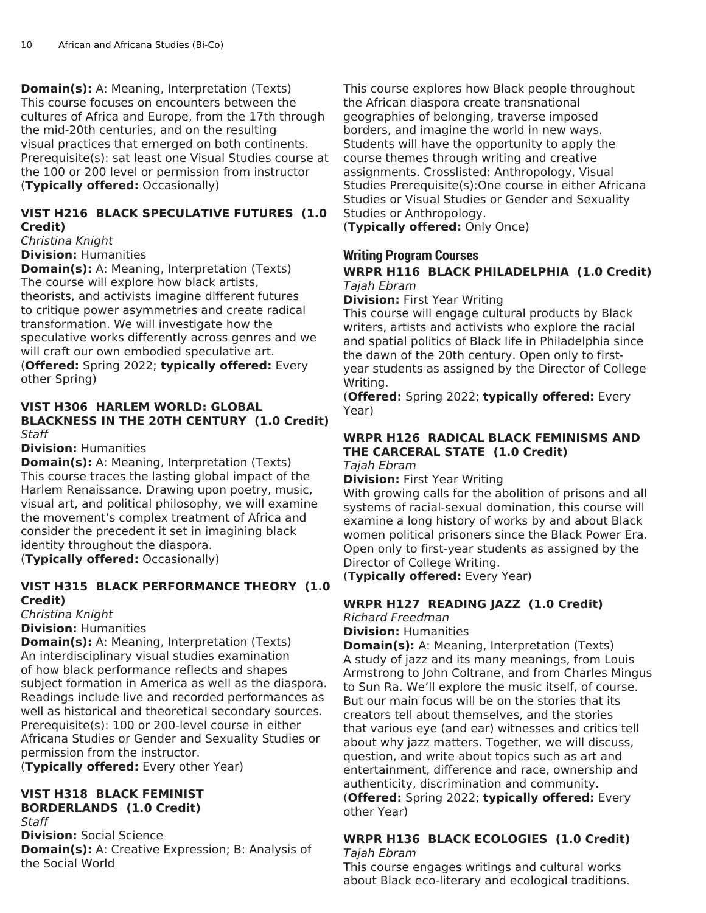**Domain(s):** A: Meaning, Interpretation (Texts)
This course focuses on encounters between the cultures of Africa and Europe, from the 17th through the mid-20th centuries, and on the resulting visual practices that emerged on both continents. Prerequisite(s): sat least one Visual Studies course at the 100 or 200 level or permission from instructor
(**Typically offered:** Occasionally)

### VIST H216 BLACK SPECULATIVE FUTURES (1.0 Credit)

*Christina Knight*
**Division:** Humanities
**Domain(s):** A: Meaning, Interpretation (Texts)
The course will explore how black artists, theorists, and activists imagine different futures to critique power asymmetries and create radical transformation. We will investigate how the speculative works differently across genres and we will craft our own embodied speculative art.
(**Offered:** Spring 2022; **typically offered:** Every other Spring)

### VIST H306 HARLEM WORLD: GLOBAL BLACKNESS IN THE 20TH CENTURY (1.0 Credit)

*Staff*
**Division:** Humanities
**Domain(s):** A: Meaning, Interpretation (Texts)
This course traces the lasting global impact of the Harlem Renaissance. Drawing upon poetry, music, visual art, and political philosophy, we will examine the movement's complex treatment of Africa and consider the precedent it set in imagining black identity throughout the diaspora.
(**Typically offered:** Occasionally)

### VIST H315 BLACK PERFORMANCE THEORY (1.0 Credit)

*Christina Knight*
**Division:** Humanities
**Domain(s):** A: Meaning, Interpretation (Texts)
An interdisciplinary visual studies examination of how black performance reflects and shapes subject formation in America as well as the diaspora. Readings include live and recorded performances as well as historical and theoretical secondary sources. Prerequisite(s): 100 or 200-level course in either Africana Studies or Gender and Sexuality Studies or permission from the instructor.
(**Typically offered:** Every other Year)

### VIST H318 BLACK FEMINIST BORDERLANDS (1.0 Credit)

*Staff*
**Division:** Social Science
**Domain(s):** A: Creative Expression; B: Analysis of the Social World
This course explores how Black people throughout the African diaspora create transnational geographies of belonging, traverse imposed borders, and imagine the world in new ways. Students will have the opportunity to apply the course themes through writing and creative assignments. Crosslisted: Anthropology, Visual Studies Prerequisite(s):One course in either Africana Studies or Visual Studies or Gender and Sexuality Studies or Anthropology.
(**Typically offered:** Only Once)

## Writing Program Courses

### WRPR H116 BLACK PHILADELPHIA (1.0 Credit)

*Tajah Ebram*
**Division:** First Year Writing
This course will engage cultural products by Black writers, artists and activists who explore the racial and spatial politics of Black life in Philadelphia since the dawn of the 20th century. Open only to first-year students as assigned by the Director of College Writing.
(**Offered:** Spring 2022; **typically offered:** Every Year)

### WRPR H126 RADICAL BLACK FEMINISMS AND THE CARCERAL STATE (1.0 Credit)

*Tajah Ebram*
**Division:** First Year Writing
With growing calls for the abolition of prisons and all systems of racial-sexual domination, this course will examine a long history of works by and about Black women political prisoners since the Black Power Era. Open only to first-year students as assigned by the Director of College Writing.
(**Typically offered:** Every Year)

### WRPR H127 READING JAZZ (1.0 Credit)

*Richard Freedman*
**Division:** Humanities
**Domain(s):** A: Meaning, Interpretation (Texts)
A study of jazz and its many meanings, from Louis Armstrong to John Coltrane, and from Charles Mingus to Sun Ra. We'll explore the music itself, of course. But our main focus will be on the stories that its creators tell about themselves, and the stories that various eye (and ear) witnesses and critics tell about why jazz matters. Together, we will discuss, question, and write about topics such as art and entertainment, difference and race, ownership and authenticity, discrimination and community.
(**Offered:** Spring 2022; **typically offered:** Every other Year)

### WRPR H136 BLACK ECOLOGIES (1.0 Credit)

*Tajah Ebram*
This course engages writings and cultural works about Black eco-literary and ecological traditions.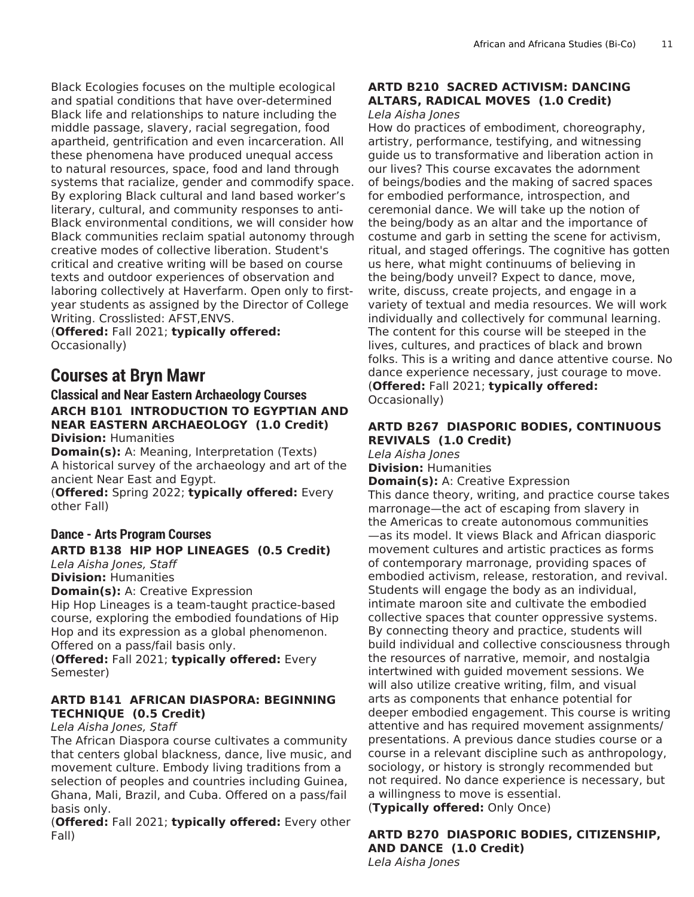Black Ecologies focuses on the multiple ecological and spatial conditions that have over-determined Black life and relationships to nature including the middle passage, slavery, racial segregation, food apartheid, gentrification and even incarceration. All these phenomena have produced unequal access to natural resources, space, food and land through systems that racialize, gender and commodify space. By exploring Black cultural and land based worker's literary, cultural, and community responses to anti-Black environmental conditions, we will consider how Black communities reclaim spatial autonomy through creative modes of collective liberation. Student's critical and creative writing will be based on course texts and outdoor experiences of observation and laboring collectively at Haverfarm. Open only to first-year students as assigned by the Director of College Writing. Crosslisted: AFST,ENVS.
(**Offered:** Fall 2021; **typically offered:** Occasionally)

## Courses at Bryn Mawr

### Classical and Near Eastern Archaeology Courses

**ARCH B101 INTRODUCTION TO EGYPTIAN AND NEAR EASTERN ARCHAEOLOGY (1.0 Credit)**
**Division:** Humanities
**Domain(s):** A: Meaning, Interpretation (Texts)
A historical survey of the archaeology and art of the ancient Near East and Egypt.
(**Offered:** Spring 2022; **typically offered:** Every other Fall)

### Dance - Arts Program Courses

**ARTD B138 HIP HOP LINEAGES (0.5 Credit)**
*Lela Aisha Jones, Staff*
**Division:** Humanities
**Domain(s):** A: Creative Expression
Hip Hop Lineages is a team-taught practice-based course, exploring the embodied foundations of Hip Hop and its expression as a global phenomenon. Offered on a pass/fail basis only.
(**Offered:** Fall 2021; **typically offered:** Every Semester)

**ARTD B141 AFRICAN DIASPORA: BEGINNING TECHNIQUE (0.5 Credit)**
*Lela Aisha Jones, Staff*
The African Diaspora course cultivates a community that centers global blackness, dance, live music, and movement culture. Embody living traditions from a selection of peoples and countries including Guinea, Ghana, Mali, Brazil, and Cuba. Offered on a pass/fail basis only.
(**Offered:** Fall 2021; **typically offered:** Every other Fall)

**ARTD B210 SACRED ACTIVISM: DANCING ALTARS, RADICAL MOVES (1.0 Credit)**
*Lela Aisha Jones*
How do practices of embodiment, choreography, artistry, performance, testifying, and witnessing guide us to transformative and liberation action in our lives? This course excavates the adornment of beings/bodies and the making of sacred spaces for embodied performance, introspection, and ceremonial dance. We will take up the notion of the being/body as an altar and the importance of costume and garb in setting the scene for activism, ritual, and staged offerings. The cognitive has gotten us here, what might continuums of believing in the being/body unveil? Expect to dance, move, write, discuss, create projects, and engage in a variety of textual and media resources. We will work individually and collectively for communal learning. The content for this course will be steeped in the lives, cultures, and practices of black and brown folks. This is a writing and dance attentive course. No dance experience necessary, just courage to move.
(**Offered:** Fall 2021; **typically offered:** Occasionally)

**ARTD B267 DIASPORIC BODIES, CONTINUOUS REVIVALS (1.0 Credit)**
*Lela Aisha Jones*
**Division:** Humanities
**Domain(s):** A: Creative Expression
This dance theory, writing, and practice course takes marronage—the act of escaping from slavery in the Americas to create autonomous communities—as its model. It views Black and African diasporic movement cultures and artistic practices as forms of contemporary marronage, providing spaces of embodied activism, release, restoration, and revival. Students will engage the body as an individual, intimate maroon site and cultivate the embodied collective spaces that counter oppressive systems. By connecting theory and practice, students will build individual and collective consciousness through the resources of narrative, memoir, and nostalgia intertwined with guided movement sessions. We will also utilize creative writing, film, and visual arts as components that enhance potential for deeper embodied engagement. This course is writing attentive and has required movement assignments/presentations. A previous dance studies course or a course in a relevant discipline such as anthropology, sociology, or history is strongly recommended but not required. No dance experience is necessary, but a willingness to move is essential.
(**Typically offered:** Only Once)

**ARTD B270 DIASPORIC BODIES, CITIZENSHIP, AND DANCE (1.0 Credit)**
*Lela Aisha Jones*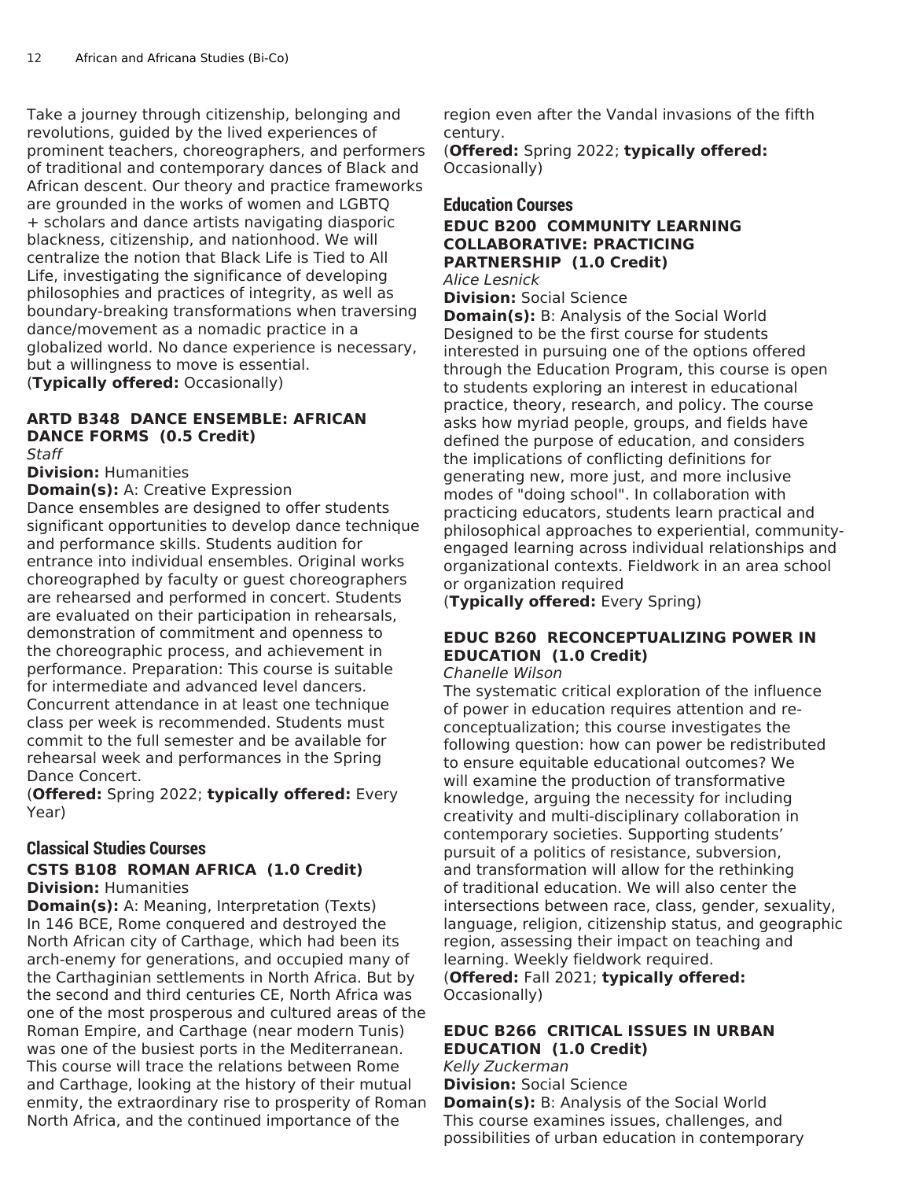Take a journey through citizenship, belonging and revolutions, guided by the lived experiences of prominent teachers, choreographers, and performers of traditional and contemporary dances of Black and African descent. Our theory and practice frameworks are grounded in the works of women and LGBTQ + scholars and dance artists navigating diasporic blackness, citizenship, and nationhood. We will centralize the notion that Black Life is Tied to All Life, investigating the significance of developing philosophies and practices of integrity, as well as boundary-breaking transformations when traversing dance/movement as a nomadic practice in a globalized world. No dance experience is necessary, but a willingness to move is essential.
(**Typically offered:** Occasionally)

**ARTD B348 DANCE ENSEMBLE: AFRICAN DANCE FORMS (0.5 Credit)**
*Staff*
**Division:** Humanities
**Domain(s):** A: Creative Expression
Dance ensembles are designed to offer students significant opportunities to develop dance technique and performance skills. Students audition for entrance into individual ensembles. Original works choreographed by faculty or guest choreographers are rehearsed and performed in concert. Students are evaluated on their participation in rehearsals, demonstration of commitment and openness to the choreographic process, and achievement in performance. Preparation: This course is suitable for intermediate and advanced level dancers. Concurrent attendance in at least one technique class per week is recommended. Students must commit to the full semester and be available for rehearsal week and performances in the Spring Dance Concert.
(**Offered:** Spring 2022; **typically offered:** Every Year)

## Classical Studies Courses

**CSTS B108 ROMAN AFRICA (1.0 Credit)**
**Division:** Humanities
**Domain(s):** A: Meaning, Interpretation (Texts)
In 146 BCE, Rome conquered and destroyed the North African city of Carthage, which had been its arch-enemy for generations, and occupied many of the Carthaginian settlements in North Africa. But by the second and third centuries CE, North Africa was one of the most prosperous and cultured areas of the Roman Empire, and Carthage (near modern Tunis) was one of the busiest ports in the Mediterranean. This course will trace the relations between Rome and Carthage, looking at the history of their mutual enmity, the extraordinary rise to prosperity of Roman North Africa, and the continued importance of the region even after the Vandal invasions of the fifth century.
(**Offered:** Spring 2022; **typically offered:** Occasionally)

## Education Courses

**EDUC B200 COMMUNITY LEARNING COLLABORATIVE: PRACTICING PARTNERSHIP (1.0 Credit)**
*Alice Lesnick*
**Division:** Social Science
**Domain(s):** B: Analysis of the Social World
Designed to be the first course for students interested in pursuing one of the options offered through the Education Program, this course is open to students exploring an interest in educational practice, theory, research, and policy. The course asks how myriad people, groups, and fields have defined the purpose of education, and considers the implications of conflicting definitions for generating new, more just, and more inclusive modes of "doing school". In collaboration with practicing educators, students learn practical and philosophical approaches to experiential, community-engaged learning across individual relationships and organizational contexts. Fieldwork in an area school or organization required
(**Typically offered:** Every Spring)

**EDUC B260 RECONCEPTUALIZING POWER IN EDUCATION (1.0 Credit)**
*Chanelle Wilson*
The systematic critical exploration of the influence of power in education requires attention and re-conceptualization; this course investigates the following question: how can power be redistributed to ensure equitable educational outcomes? We will examine the production of transformative knowledge, arguing the necessity for including creativity and multi-disciplinary collaboration in contemporary societies. Supporting students' pursuit of a politics of resistance, subversion, and transformation will allow for the rethinking of traditional education. We will also center the intersections between race, class, gender, sexuality, language, religion, citizenship status, and geographic region, assessing their impact on teaching and learning. Weekly fieldwork required.
(**Offered:** Fall 2021; **typically offered:** Occasionally)

**EDUC B266 CRITICAL ISSUES IN URBAN EDUCATION (1.0 Credit)**
*Kelly Zuckerman*
**Division:** Social Science
**Domain(s):** B: Analysis of the Social World
This course examines issues, challenges, and possibilities of urban education in contemporary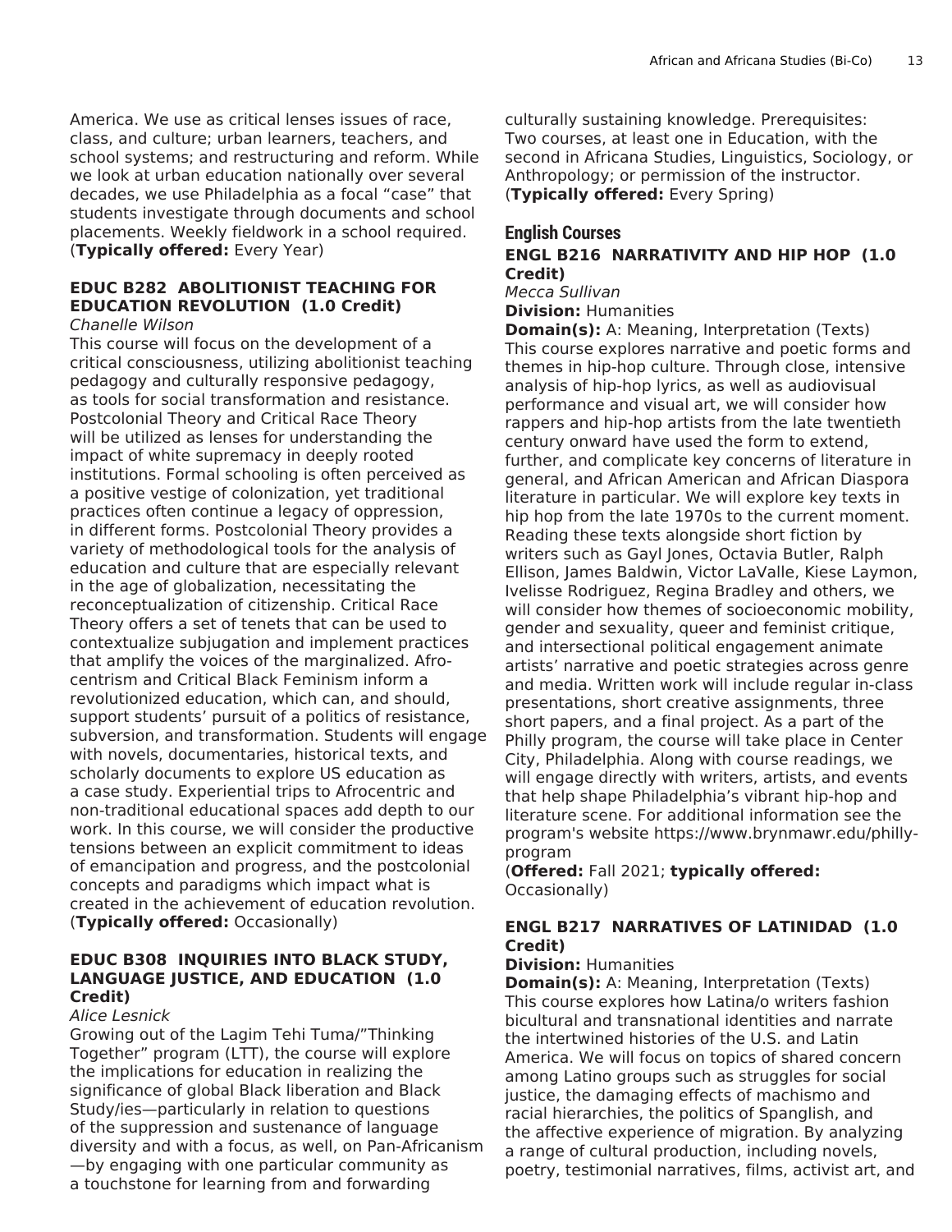America. We use as critical lenses issues of race, class, and culture; urban learners, teachers, and school systems; and restructuring and reform. While we look at urban education nationally over several decades, we use Philadelphia as a focal "case" that students investigate through documents and school placements. Weekly fieldwork in a school required. (**Typically offered:** Every Year)

### EDUC B282 ABOLITIONIST TEACHING FOR EDUCATION REVOLUTION (1.0 Credit)

*Chanelle Wilson*

This course will focus on the development of a critical consciousness, utilizing abolitionist teaching pedagogy and culturally responsive pedagogy, as tools for social transformation and resistance. Postcolonial Theory and Critical Race Theory will be utilized as lenses for understanding the impact of white supremacy in deeply rooted institutions. Formal schooling is often perceived as a positive vestige of colonization, yet traditional practices often continue a legacy of oppression, in different forms. Postcolonial Theory provides a variety of methodological tools for the analysis of education and culture that are especially relevant in the age of globalization, necessitating the reconceptualization of citizenship. Critical Race Theory offers a set of tenets that can be used to contextualize subjugation and implement practices that amplify the voices of the marginalized. Afrocentrism and Critical Black Feminism inform a revolutionized education, which can, and should, support students' pursuit of a politics of resistance, subversion, and transformation. Students will engage with novels, documentaries, historical texts, and scholarly documents to explore US education as a case study. Experiential trips to Afrocentric and non-traditional educational spaces add depth to our work. In this course, we will consider the productive tensions between an explicit commitment to ideas of emancipation and progress, and the postcolonial concepts and paradigms which impact what is created in the achievement of education revolution. (**Typically offered:** Occasionally)

### EDUC B308 INQUIRIES INTO BLACK STUDY, LANGUAGE JUSTICE, AND EDUCATION (1.0 Credit)

*Alice Lesnick*

Growing out of the Lagim Tehi Tuma/"Thinking Together" program (LTT), the course will explore the implications for education in realizing the significance of global Black liberation and Black Study/ies—particularly in relation to questions of the suppression and sustenance of language diversity and with a focus, as well, on Pan-Africanism —by engaging with one particular community as a touchstone for learning from and forwarding culturally sustaining knowledge. Prerequisites: Two courses, at least one in Education, with the second in Africana Studies, Linguistics, Sociology, or Anthropology; or permission of the instructor. (**Typically offered:** Every Spring)

## English Courses

### ENGL B216 NARRATIVITY AND HIP HOP (1.0 Credit)

*Mecca Sullivan*

**Division:** Humanities

**Domain(s):** A: Meaning, Interpretation (Texts)

This course explores narrative and poetic forms and themes in hip-hop culture. Through close, intensive analysis of hip-hop lyrics, as well as audiovisual performance and visual art, we will consider how rappers and hip-hop artists from the late twentieth century onward have used the form to extend, further, and complicate key concerns of literature in general, and African American and African Diaspora literature in particular. We will explore key texts in hip hop from the late 1970s to the current moment. Reading these texts alongside short fiction by writers such as Gayl Jones, Octavia Butler, Ralph Ellison, James Baldwin, Victor LaValle, Kiese Laymon, Ivelisse Rodriguez, Regina Bradley and others, we will consider how themes of socioeconomic mobility, gender and sexuality, queer and feminist critique, and intersectional political engagement animate artists' narrative and poetic strategies across genre and media. Written work will include regular in-class presentations, short creative assignments, three short papers, and a final project. As a part of the Philly program, the course will take place in Center City, Philadelphia. Along with course readings, we will engage directly with writers, artists, and events that help shape Philadelphia's vibrant hip-hop and literature scene. For additional information see the program's website https://www.brynmawr.edu/philly-program

(**Offered:** Fall 2021; **typically offered:** Occasionally)

### ENGL B217 NARRATIVES OF LATINIDAD (1.0 Credit)

**Division:** Humanities

**Domain(s):** A: Meaning, Interpretation (Texts)

This course explores how Latina/o writers fashion bicultural and transnational identities and narrate the intertwined histories of the U.S. and Latin America. We will focus on topics of shared concern among Latino groups such as struggles for social justice, the damaging effects of machismo and racial hierarchies, the politics of Spanglish, and the affective experience of migration. By analyzing a range of cultural production, including novels, poetry, testimonial narratives, films, activist art, and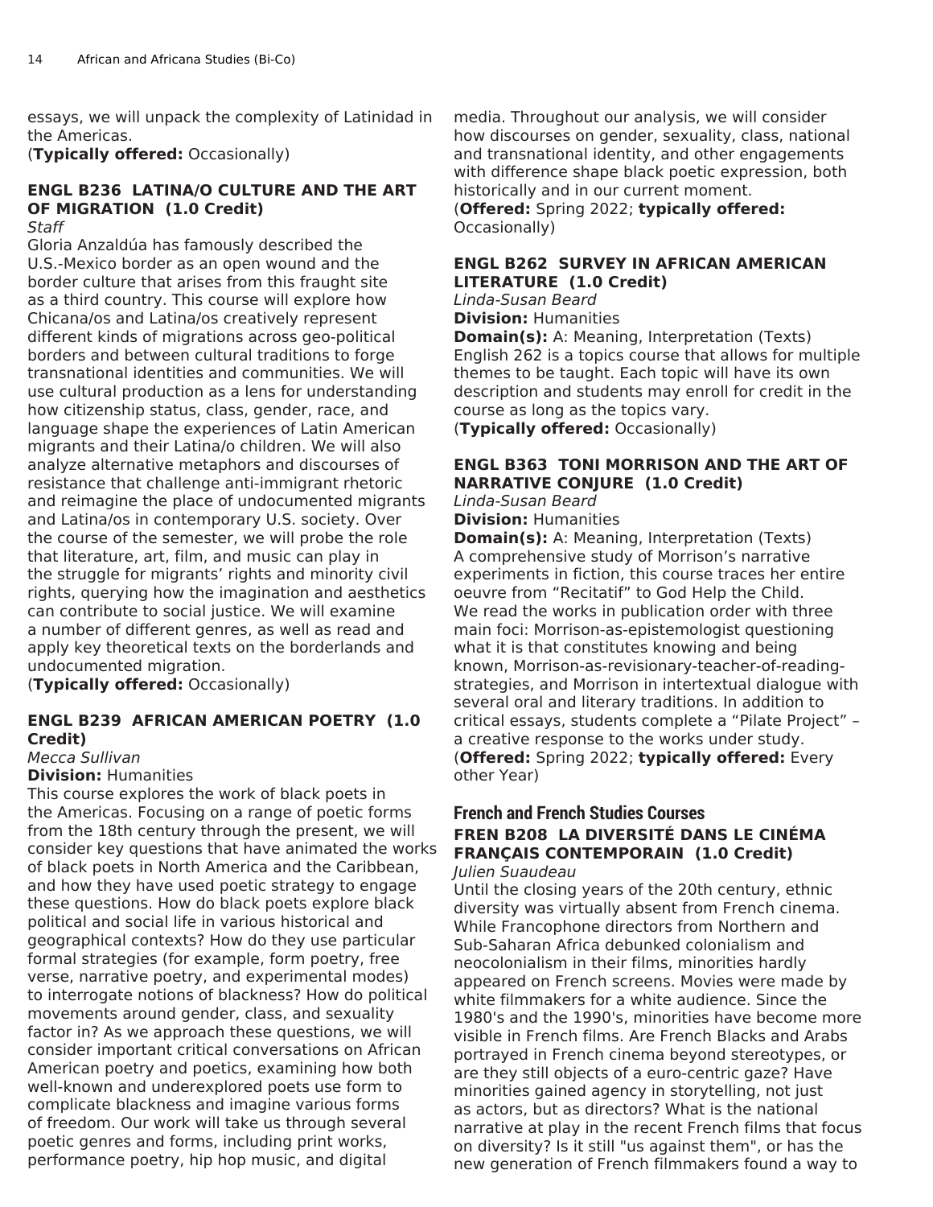essays, we will unpack the complexity of Latinidad in the Americas.
(**Typically offered:** Occasionally)

**ENGL B236 LATINA/O CULTURE AND THE ART OF MIGRATION (1.0 Credit)**
*Staff*
Gloria Anzaldúa has famously described the U.S.-Mexico border as an open wound and the border culture that arises from this fraught site as a third country. This course will explore how Chicana/os and Latina/os creatively represent different kinds of migrations across geo-political borders and between cultural traditions to forge transnational identities and communities. We will use cultural production as a lens for understanding how citizenship status, class, gender, race, and language shape the experiences of Latin American migrants and their Latina/o children. We will also analyze alternative metaphors and discourses of resistance that challenge anti-immigrant rhetoric and reimagine the place of undocumented migrants and Latina/os in contemporary U.S. society. Over the course of the semester, we will probe the role that literature, art, film, and music can play in the struggle for migrants' rights and minority civil rights, querying how the imagination and aesthetics can contribute to social justice. We will examine a number of different genres, as well as read and apply key theoretical texts on the borderlands and undocumented migration.
(**Typically offered:** Occasionally)

**ENGL B239 AFRICAN AMERICAN POETRY (1.0 Credit)**
*Mecca Sullivan*
**Division:** Humanities
This course explores the work of black poets in the Americas. Focusing on a range of poetic forms from the 18th century through the present, we will consider key questions that have animated the works of black poets in North America and the Caribbean, and how they have used poetic strategy to engage these questions. How do black poets explore black political and social life in various historical and geographical contexts? How do they use particular formal strategies (for example, form poetry, free verse, narrative poetry, and experimental modes) to interrogate notions of blackness? How do political movements around gender, class, and sexuality factor in? As we approach these questions, we will consider important critical conversations on African American poetry and poetics, examining how both well-known and underexplored poets use form to complicate blackness and imagine various forms of freedom. Our work will take us through several poetic genres and forms, including print works, performance poetry, hip hop music, and digital media. Throughout our analysis, we will consider how discourses on gender, sexuality, class, national and transnational identity, and other engagements with difference shape black poetic expression, both historically and in our current moment.
(**Offered:** Spring 2022; **typically offered:** Occasionally)

**ENGL B262 SURVEY IN AFRICAN AMERICAN LITERATURE (1.0 Credit)**
*Linda-Susan Beard*
**Division:** Humanities
**Domain(s):** A: Meaning, Interpretation (Texts)
English 262 is a topics course that allows for multiple themes to be taught. Each topic will have its own description and students may enroll for credit in the course as long as the topics vary.
(**Typically offered:** Occasionally)

**ENGL B363 TONI MORRISON AND THE ART OF NARRATIVE CONJURE (1.0 Credit)**
*Linda-Susan Beard*
**Division:** Humanities
**Domain(s):** A: Meaning, Interpretation (Texts)
A comprehensive study of Morrison's narrative experiments in fiction, this course traces her entire oeuvre from "Recitatif" to God Help the Child. We read the works in publication order with three main foci: Morrison-as-epistemologist questioning what it is that constitutes knowing and being known, Morrison-as-revisionary-teacher-of-reading-strategies, and Morrison in intertextual dialogue with several oral and literary traditions. In addition to critical essays, students complete a "Pilate Project" – a creative response to the works under study.
(**Offered:** Spring 2022; **typically offered:** Every other Year)

## French and French Studies Courses

**FREN B208 LA DIVERSITÉ DANS LE CINÉMA FRANÇAIS CONTEMPORAIN (1.0 Credit)**
*Julien Suaudeau*
Until the closing years of the 20th century, ethnic diversity was virtually absent from French cinema. While Francophone directors from Northern and Sub-Saharan Africa debunked colonialism and neocolonialism in their films, minorities hardly appeared on French screens. Movies were made by white filmmakers for a white audience. Since the 1980's and the 1990's, minorities have become more visible in French films. Are French Blacks and Arabs portrayed in French cinema beyond stereotypes, or are they still objects of a euro-centric gaze? Have minorities gained agency in storytelling, not just as actors, but as directors? What is the national narrative at play in the recent French films that focus on diversity? Is it still "us against them", or has the new generation of French filmmakers found a way to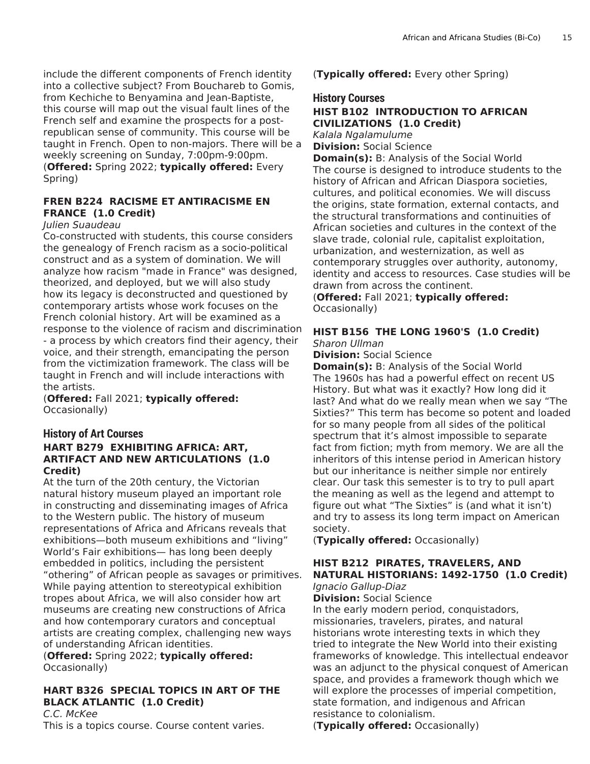include the different components of French identity into a collective subject? From Bouchareb to Gomis, from Kechiche to Benyamina and Jean-Baptiste, this course will map out the visual fault lines of the French self and examine the prospects for a post-republican sense of community. This course will be taught in French. Open to non-majors. There will be a weekly screening on Sunday, 7:00pm-9:00pm.
(**Offered:** Spring 2022; **typically offered:** Every Spring)

### FREN B224 RACISME ET ANTIRACISME EN FRANCE (1.0 Credit)

*Julien Suaudeau*

Co-constructed with students, this course considers the genealogy of French racism as a socio-political construct and as a system of domination. We will analyze how racism "made in France" was designed, theorized, and deployed, but we will also study how its legacy is deconstructed and questioned by contemporary artists whose work focuses on the French colonial history. Art will be examined as a response to the violence of racism and discrimination - a process by which creators find their agency, their voice, and their strength, emancipating the person from the victimization framework. The class will be taught in French and will include interactions with the artists.
(**Offered:** Fall 2021; **typically offered:** Occasionally)

## History of Art Courses

### HART B279 EXHIBITING AFRICA: ART, ARTIFACT AND NEW ARTICULATIONS (1.0 Credit)

At the turn of the 20th century, the Victorian natural history museum played an important role in constructing and disseminating images of Africa to the Western public. The history of museum representations of Africa and Africans reveals that exhibitions—both museum exhibitions and "living" World's Fair exhibitions— has long been deeply embedded in politics, including the persistent "othering" of African people as savages or primitives. While paying attention to stereotypical exhibition tropes about Africa, we will also consider how art museums are creating new constructions of Africa and how contemporary curators and conceptual artists are creating complex, challenging new ways of understanding African identities.
(**Offered:** Spring 2022; **typically offered:** Occasionally)

### HART B326 SPECIAL TOPICS IN ART OF THE BLACK ATLANTIC (1.0 Credit)

*C.C. McKee*

This is a topics course. Course content varies.
(**Typically offered:** Every other Spring)

## History Courses

### HIST B102 INTRODUCTION TO AFRICAN CIVILIZATIONS (1.0 Credit)

*Kalala Ngalamulume*

**Division:** Social Science

**Domain(s):** B: Analysis of the Social World

The course is designed to introduce students to the history of African and African Diaspora societies, cultures, and political economies. We will discuss the origins, state formation, external contacts, and the structural transformations and continuities of African societies and cultures in the context of the slave trade, colonial rule, capitalist exploitation, urbanization, and westernization, as well as contemporary struggles over authority, autonomy, identity and access to resources. Case studies will be drawn from across the continent.
(**Offered:** Fall 2021; **typically offered:** Occasionally)

### HIST B156 THE LONG 1960'S (1.0 Credit)

*Sharon Ullman*

**Division:** Social Science

**Domain(s):** B: Analysis of the Social World

The 1960s has had a powerful effect on recent US History. But what was it exactly? How long did it last? And what do we really mean when we say "The Sixties?" This term has become so potent and loaded for so many people from all sides of the political spectrum that it's almost impossible to separate fact from fiction; myth from memory. We are all the inheritors of this intense period in American history but our inheritance is neither simple nor entirely clear. Our task this semester is to try to pull apart the meaning as well as the legend and attempt to figure out what "The Sixties" is (and what it isn't) and try to assess its long term impact on American society.
(**Typically offered:** Occasionally)

### HIST B212 PIRATES, TRAVELERS, AND NATURAL HISTORIANS: 1492-1750 (1.0 Credit)

*Ignacio Gallup-Diaz*

**Division:** Social Science

In the early modern period, conquistadors, missionaries, travelers, pirates, and natural historians wrote interesting texts in which they tried to integrate the New World into their existing frameworks of knowledge. This intellectual endeavor was an adjunct to the physical conquest of American space, and provides a framework though which we will explore the processes of imperial competition, state formation, and indigenous and African resistance to colonialism.
(**Typically offered:** Occasionally)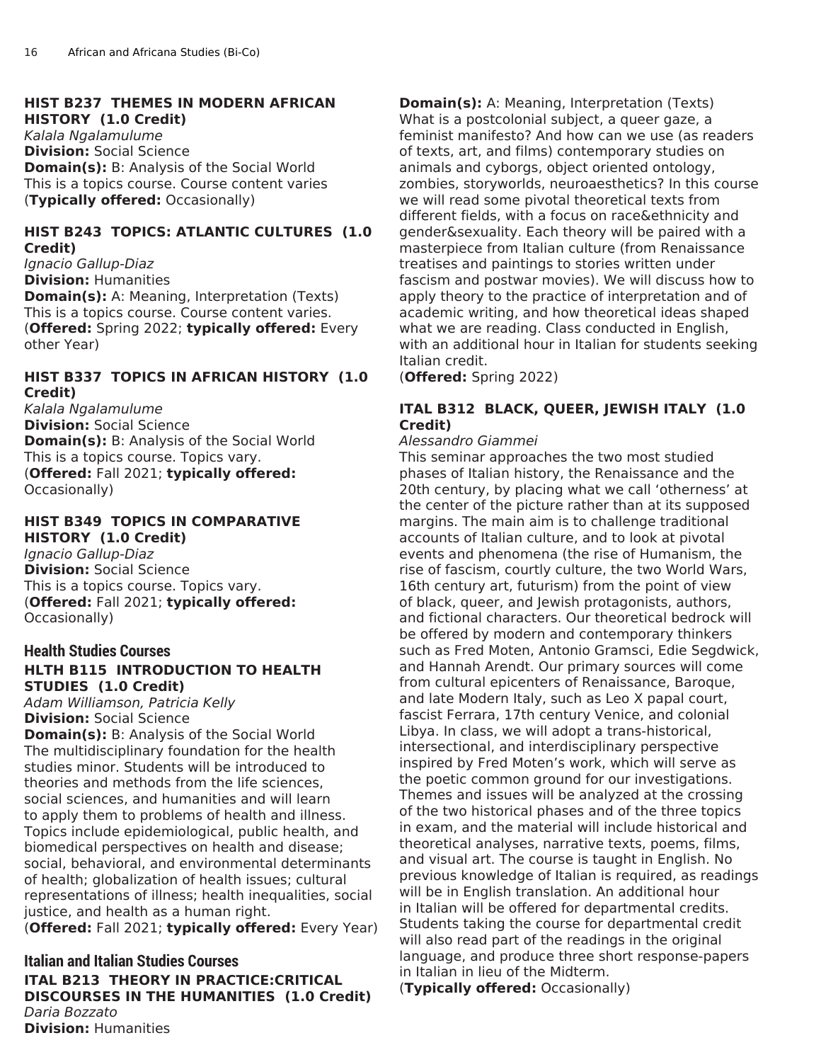### HIST B237 THEMES IN MODERN AFRICAN HISTORY (1.0 Credit)

*Kalala Ngalamulume*
**Division:** Social Science
**Domain(s):** B: Analysis of the Social World
This is a topics course. Course content varies
(**Typically offered:** Occasionally)

### HIST B243 TOPICS: ATLANTIC CULTURES (1.0 Credit)

*Ignacio Gallup-Diaz*
**Division:** Humanities
**Domain(s):** A: Meaning, Interpretation (Texts)
This is a topics course. Course content varies.
(**Offered:** Spring 2022; **typically offered:** Every other Year)

### HIST B337 TOPICS IN AFRICAN HISTORY (1.0 Credit)

*Kalala Ngalamulume*
**Division:** Social Science
**Domain(s):** B: Analysis of the Social World
This is a topics course. Topics vary.
(**Offered:** Fall 2021; **typically offered:** Occasionally)

### HIST B349 TOPICS IN COMPARATIVE HISTORY (1.0 Credit)

*Ignacio Gallup-Diaz*
**Division:** Social Science
This is a topics course. Topics vary.
(**Offered:** Fall 2021; **typically offered:** Occasionally)

## Health Studies Courses

### HLTH B115 INTRODUCTION TO HEALTH STUDIES (1.0 Credit)

*Adam Williamson, Patricia Kelly*
**Division:** Social Science
**Domain(s):** B: Analysis of the Social World
The multidisciplinary foundation for the health studies minor. Students will be introduced to theories and methods from the life sciences, social sciences, and humanities and will learn to apply them to problems of health and illness. Topics include epidemiological, public health, and biomedical perspectives on health and disease; social, behavioral, and environmental determinants of health; globalization of health issues; cultural representations of illness; health inequalities, social justice, and health as a human right.
(**Offered:** Fall 2021; **typically offered:** Every Year)

## Italian and Italian Studies Courses

### ITAL B213 THEORY IN PRACTICE:CRITICAL DISCOURSES IN THE HUMANITIES (1.0 Credit)

*Daria Bozzato*
**Division:** Humanities
**Domain(s):** A: Meaning, Interpretation (Texts)
What is a postcolonial subject, a queer gaze, a feminist manifesto? And how can we use (as readers of texts, art, and films) contemporary studies on animals and cyborgs, object oriented ontology, zombies, storyworlds, neuroaesthetics? In this course we will read some pivotal theoretical texts from different fields, with a focus on race&ethnicity and gender&sexuality. Each theory will be paired with a masterpiece from Italian culture (from Renaissance treatises and paintings to stories written under fascism and postwar movies). We will discuss how to apply theory to the practice of interpretation and of academic writing, and how theoretical ideas shaped what we are reading. Class conducted in English, with an additional hour in Italian for students seeking Italian credit.
(**Offered:** Spring 2022)

### ITAL B312 BLACK, QUEER, JEWISH ITALY (1.0 Credit)

*Alessandro Giammei*
This seminar approaches the two most studied phases of Italian history, the Renaissance and the 20th century, by placing what we call 'otherness' at the center of the picture rather than at its supposed margins. The main aim is to challenge traditional accounts of Italian culture, and to look at pivotal events and phenomena (the rise of Humanism, the rise of fascism, courtly culture, the two World Wars, 16th century art, futurism) from the point of view of black, queer, and Jewish protagonists, authors, and fictional characters. Our theoretical bedrock will be offered by modern and contemporary thinkers such as Fred Moten, Antonio Gramsci, Edie Segdwick, and Hannah Arendt. Our primary sources will come from cultural epicenters of Renaissance, Baroque, and late Modern Italy, such as Leo X papal court, fascist Ferrara, 17th century Venice, and colonial Libya. In class, we will adopt a trans-historical, intersectional, and interdisciplinary perspective inspired by Fred Moten's work, which will serve as the poetic common ground for our investigations. Themes and issues will be analyzed at the crossing of the two historical phases and of the three topics in exam, and the material will include historical and theoretical analyses, narrative texts, poems, films, and visual art. The course is taught in English. No previous knowledge of Italian is required, as readings will be in English translation. An additional hour in Italian will be offered for departmental credits. Students taking the course for departmental credit will also read part of the readings in the original language, and produce three short response-papers in Italian in lieu of the Midterm.
(**Typically offered:** Occasionally)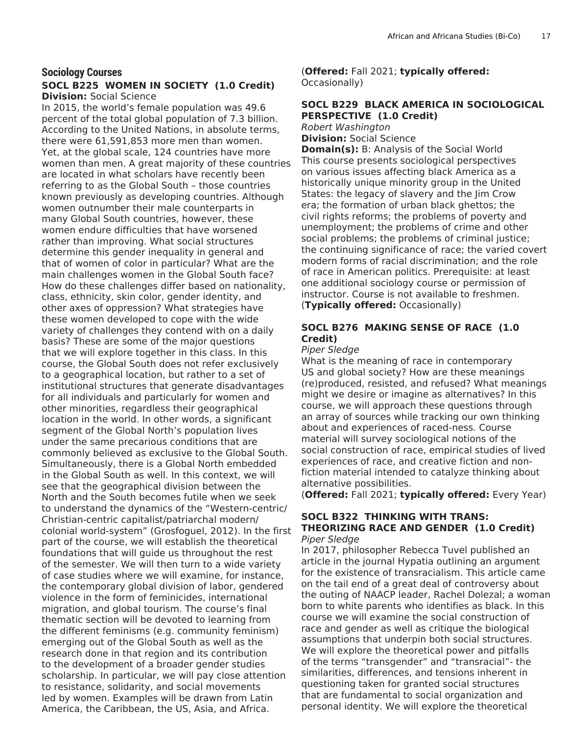## Sociology Courses

### SOCL B225 WOMEN IN SOCIETY (1.0 Credit)

**Division:** Social Science

In 2015, the world's female population was 49.6 percent of the total global population of 7.3 billion. According to the United Nations, in absolute terms, there were 61,591,853 more men than women. Yet, at the global scale, 124 countries have more women than men. A great majority of these countries are located in what scholars have recently been referring to as the Global South – those countries known previously as developing countries. Although women outnumber their male counterparts in many Global South countries, however, these women endure difficulties that have worsened rather than improving. What social structures determine this gender inequality in general and that of women of color in particular? What are the main challenges women in the Global South face? How do these challenges differ based on nationality, class, ethnicity, skin color, gender identity, and other axes of oppression? What strategies have these women developed to cope with the wide variety of challenges they contend with on a daily basis? These are some of the major questions that we will explore together in this class. In this course, the Global South does not refer exclusively to a geographical location, but rather to a set of institutional structures that generate disadvantages for all individuals and particularly for women and other minorities, regardless their geographical location in the world. In other words, a significant segment of the Global North's population lives under the same precarious conditions that are commonly believed as exclusive to the Global South. Simultaneously, there is a Global North embedded in the Global South as well. In this context, we will see that the geographical division between the North and the South becomes futile when we seek to understand the dynamics of the "Western-centric/ Christian-centric capitalist/patriarchal modern/ colonial world-system" (Grosfoguel, 2012). In the first part of the course, we will establish the theoretical foundations that will guide us throughout the rest of the semester. We will then turn to a wide variety of case studies where we will examine, for instance, the contemporary global division of labor, gendered violence in the form of feminicides, international migration, and global tourism. The course's final thematic section will be devoted to learning from the different feminisms (e.g. community feminism) emerging out of the Global South as well as the research done in that region and its contribution to the development of a broader gender studies scholarship. In particular, we will pay close attention to resistance, solidarity, and social movements led by women. Examples will be drawn from Latin America, the Caribbean, the US, Asia, and Africa.

(**Offered:** Fall 2021; **typically offered:** Occasionally)

### SOCL B229 BLACK AMERICA IN SOCIOLOGICAL PERSPECTIVE (1.0 Credit)

*Robert Washington*

**Division:** Social Science

**Domain(s):** B: Analysis of the Social World

This course presents sociological perspectives on various issues affecting black America as a historically unique minority group in the United States: the legacy of slavery and the Jim Crow era; the formation of urban black ghettos; the civil rights reforms; the problems of poverty and unemployment; the problems of crime and other social problems; the problems of criminal justice; the continuing significance of race; the varied covert modern forms of racial discrimination; and the role of race in American politics. Prerequisite: at least one additional sociology course or permission of instructor. Course is not available to freshmen.

(**Typically offered:** Occasionally)

### SOCL B276 MAKING SENSE OF RACE (1.0 Credit)

*Piper Sledge*

What is the meaning of race in contemporary US and global society? How are these meanings (re)produced, resisted, and refused? What meanings might we desire or imagine as alternatives? In this course, we will approach these questions through an array of sources while tracking our own thinking about and experiences of raced-ness. Course material will survey sociological notions of the social construction of race, empirical studies of lived experiences of race, and creative fiction and non-fiction material intended to catalyze thinking about alternative possibilities.

(**Offered:** Fall 2021; **typically offered:** Every Year)

### SOCL B322 THINKING WITH TRANS: THEORIZING RACE AND GENDER (1.0 Credit)

*Piper Sledge*

In 2017, philosopher Rebecca Tuvel published an article in the journal Hypatia outlining an argument for the existence of transracialism. This article came on the tail end of a great deal of controversy about the outing of NAACP leader, Rachel Dolezal; a woman born to white parents who identifies as black. In this course we will examine the social construction of race and gender as well as critique the biological assumptions that underpin both social structures. We will explore the theoretical power and pitfalls of the terms "transgender" and "transracial"- the similarities, differences, and tensions inherent in questioning taken for granted social structures that are fundamental to social organization and personal identity. We will explore the theoretical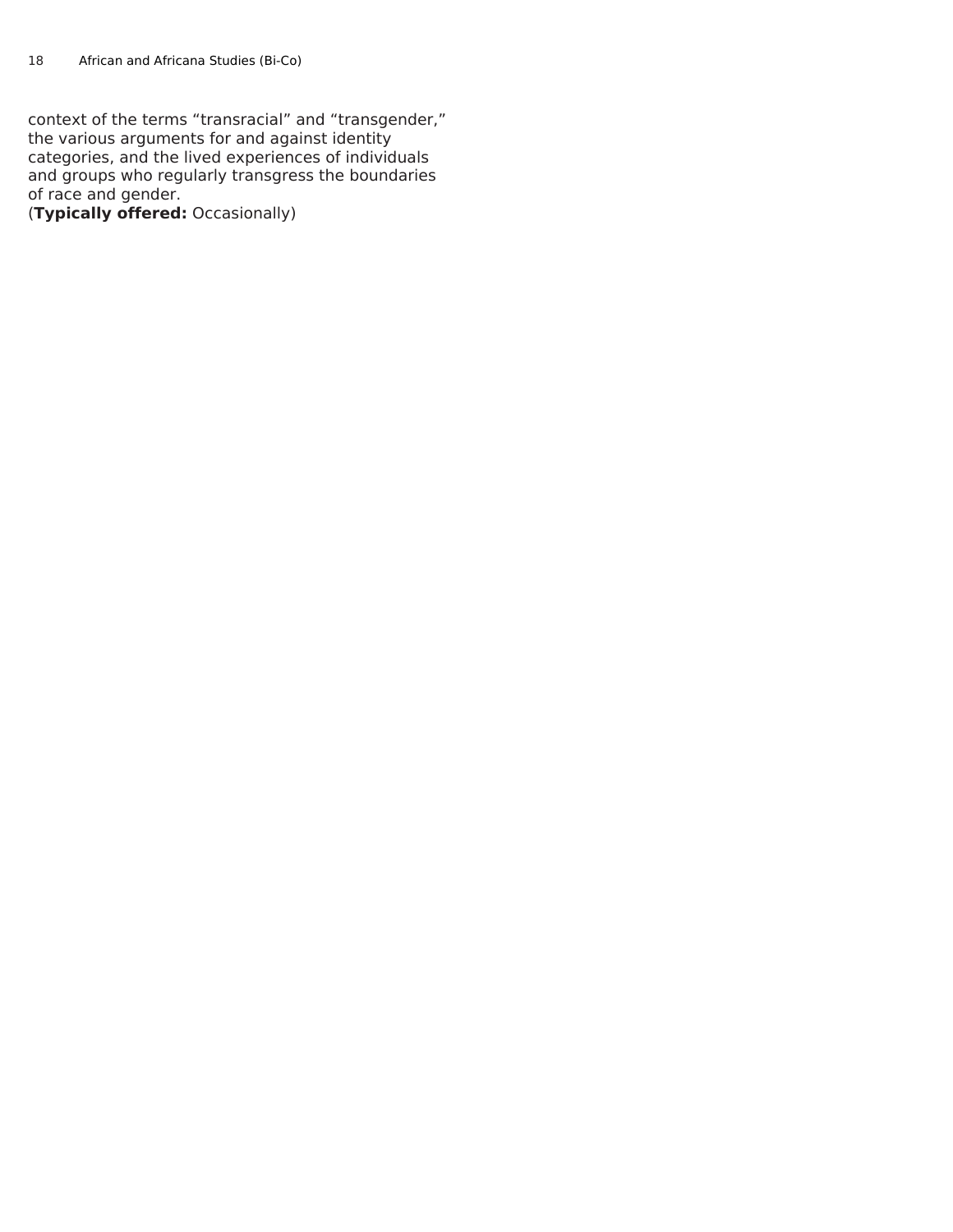context of the terms “transracial” and “transgender,” the various arguments for and against identity categories, and the lived experiences of individuals and groups who regularly transgress the boundaries of race and gender.
(**Typically offered:** Occasionally)